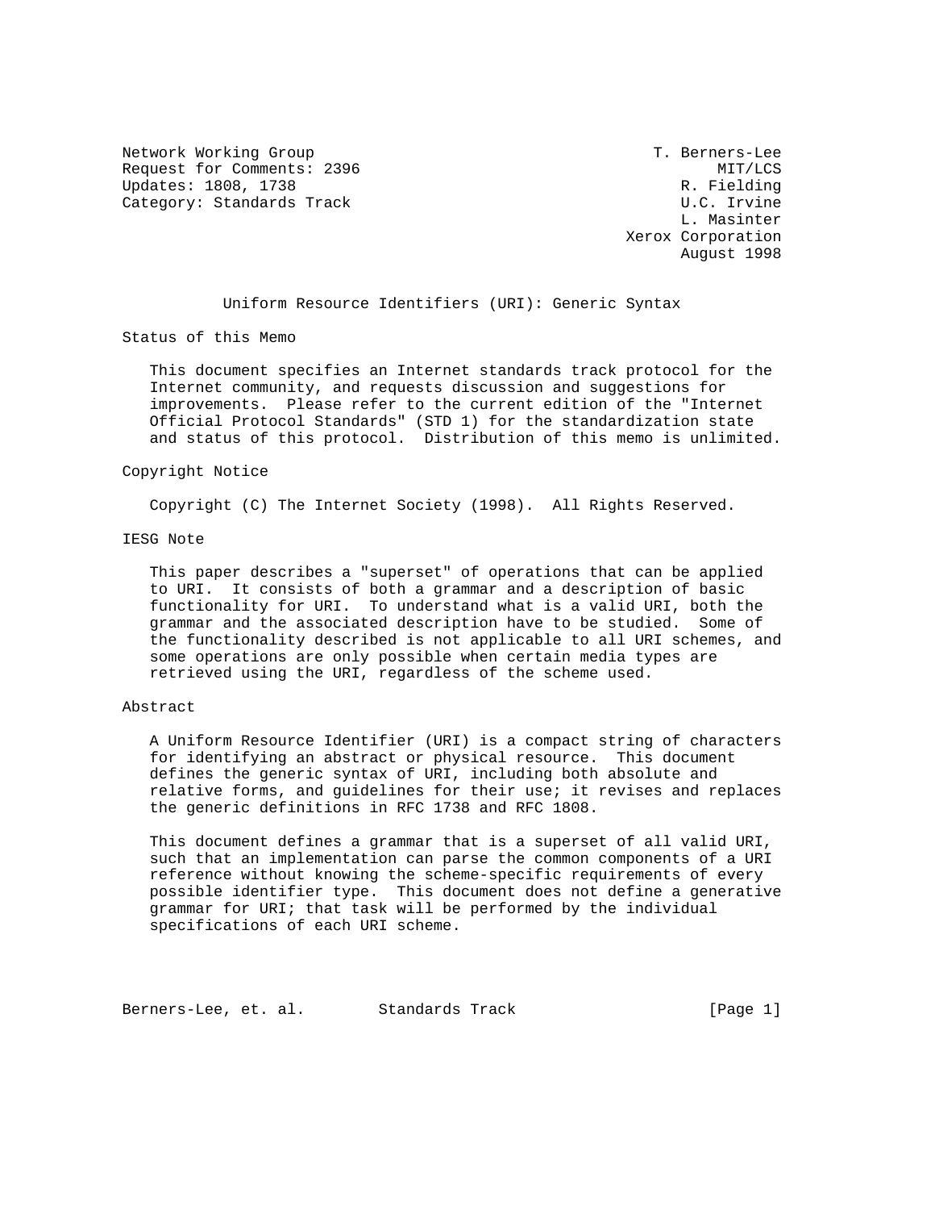Network Working Group T. Berners-Lee
Request for Comments: 2396 MIT/LCS
Updates: 1808, 1738 R. Fielding
Category: Standards Track U.C. Irvine
L. Masinter
Xerox Corporation
August 1998

# Uniform Resource Identifiers (URI): Generic Syntax

## Status of this Memo

This document specifies an Internet standards track protocol for the Internet community, and requests discussion and suggestions for improvements. Please refer to the current edition of the "Internet Official Protocol Standards" (STD 1) for the standardization state and status of this protocol. Distribution of this memo is unlimited.

## Copyright Notice

Copyright (C) The Internet Society (1998). All Rights Reserved.

## IESG Note

This paper describes a "superset" of operations that can be applied to URI. It consists of both a grammar and a description of basic functionality for URI. To understand what is a valid URI, both the grammar and the associated description have to be studied. Some of the functionality described is not applicable to all URI schemes, and some operations are only possible when certain media types are retrieved using the URI, regardless of the scheme used.

## Abstract

A Uniform Resource Identifier (URI) is a compact string of characters for identifying an abstract or physical resource. This document defines the generic syntax of URI, including both absolute and relative forms, and guidelines for their use; it revises and replaces the generic definitions in RFC 1738 and RFC 1808.

This document defines a grammar that is a superset of all valid URI, such that an implementation can parse the common components of a URI reference without knowing the scheme-specific requirements of every possible identifier type. This document does not define a generative grammar for URI; that task will be performed by the individual specifications of each URI scheme.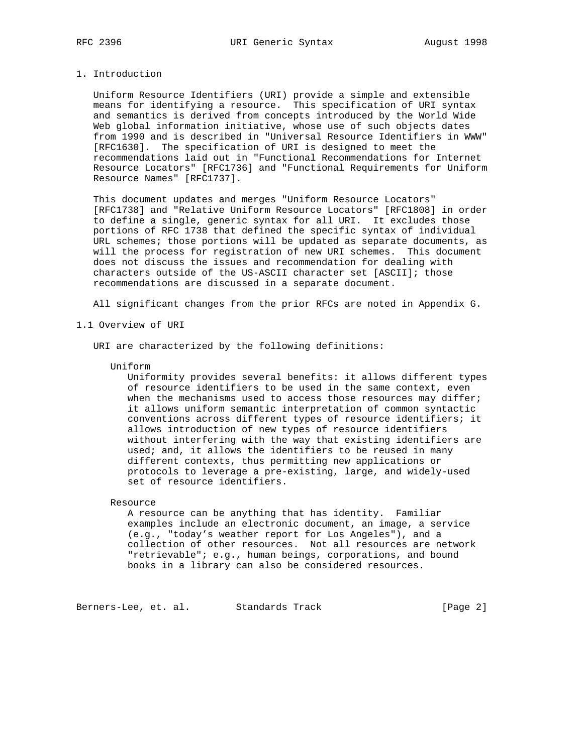# 1. Introduction

Uniform Resource Identifiers (URI) provide a simple and extensible means for identifying a resource. This specification of URI syntax and semantics is derived from concepts introduced by the World Wide Web global information initiative, whose use of such objects dates from 1990 and is described in "Universal Resource Identifiers in WWW" [RFC1630]. The specification of URI is designed to meet the recommendations laid out in "Functional Recommendations for Internet Resource Locators" [RFC1736] and "Functional Requirements for Uniform Resource Names" [RFC1737].

This document updates and merges "Uniform Resource Locators" [RFC1738] and "Relative Uniform Resource Locators" [RFC1808] in order to define a single, generic syntax for all URI. It excludes those portions of RFC 1738 that defined the specific syntax of individual URL schemes; those portions will be updated as separate documents, as will the process for registration of new URI schemes. This document does not discuss the issues and recommendation for dealing with characters outside of the US-ASCII character set [ASCII]; those recommendations are discussed in a separate document.

All significant changes from the prior RFCs are noted in Appendix G.

## 1.1 Overview of URI

URI are characterized by the following definitions:

Uniform
: Uniformity provides several benefits: it allows different types of resource identifiers to be used in the same context, even when the mechanisms used to access those resources may differ; it allows uniform semantic interpretation of common syntactic conventions across different types of resource identifiers; it allows introduction of new types of resource identifiers without interfering with the way that existing identifiers are used; and, it allows the identifiers to be reused in many different contexts, thus permitting new applications or protocols to leverage a pre-existing, large, and widely-used set of resource identifiers.

Resource
: A resource can be anything that has identity. Familiar examples include an electronic document, an image, a service (e.g., "today's weather report for Los Angeles"), and a collection of other resources. Not all resources are network "retrievable"; e.g., human beings, corporations, and bound books in a library can also be considered resources.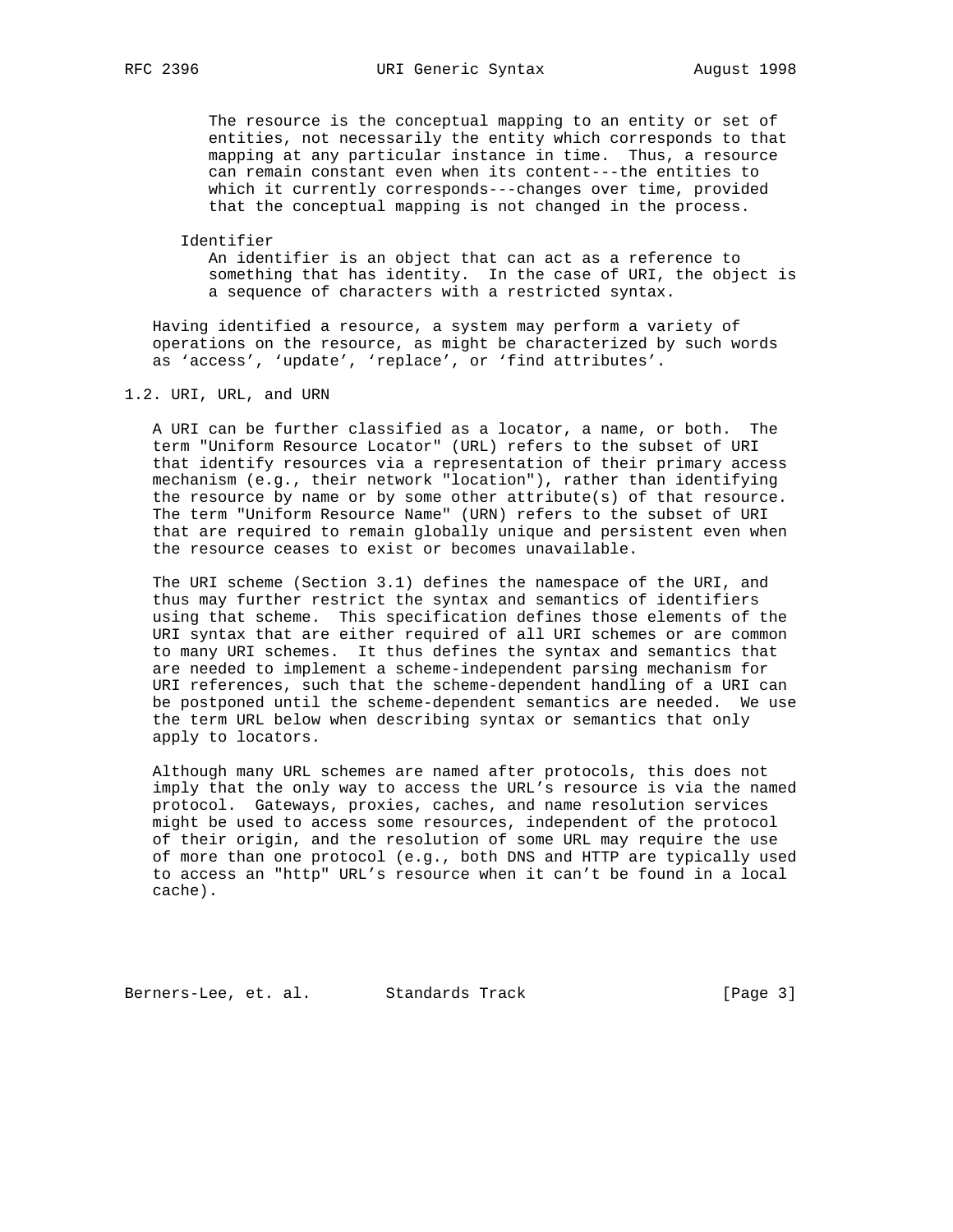The resource is the conceptual mapping to an entity or set of entities, not necessarily the entity which corresponds to that mapping at any particular instance in time. Thus, a resource can remain constant even when its content---the entities to which it currently corresponds---changes over time, provided that the conceptual mapping is not changed in the process.

Identifier
: An identifier is an object that can act as a reference to something that has identity. In the case of URI, the object is a sequence of characters with a restricted syntax.

Having identified a resource, a system may perform a variety of operations on the resource, as might be characterized by such words as ‘access’, ‘update’, ‘replace’, or ‘find attributes’.

## 1.2. URI, URL, and URN

A URI can be further classified as a locator, a name, or both. The term "Uniform Resource Locator" (URL) refers to the subset of URI that identify resources via a representation of their primary access mechanism (e.g., their network "location"), rather than identifying the resource by name or by some other attribute(s) of that resource. The term "Uniform Resource Name" (URN) refers to the subset of URI that are required to remain globally unique and persistent even when the resource ceases to exist or becomes unavailable.

The URI scheme (Section 3.1) defines the namespace of the URI, and thus may further restrict the syntax and semantics of identifiers using that scheme. This specification defines those elements of the URI syntax that are either required of all URI schemes or are common to many URI schemes. It thus defines the syntax and semantics that are needed to implement a scheme-independent parsing mechanism for URI references, such that the scheme-dependent handling of a URI can be postponed until the scheme-dependent semantics are needed. We use the term URL below when describing syntax or semantics that only apply to locators.

Although many URL schemes are named after protocols, this does not imply that the only way to access the URL’s resource is via the named protocol. Gateways, proxies, caches, and name resolution services might be used to access some resources, independent of the protocol of their origin, and the resolution of some URL may require the use of more than one protocol (e.g., both DNS and HTTP are typically used to access an "http" URL’s resource when it can’t be found in a local cache).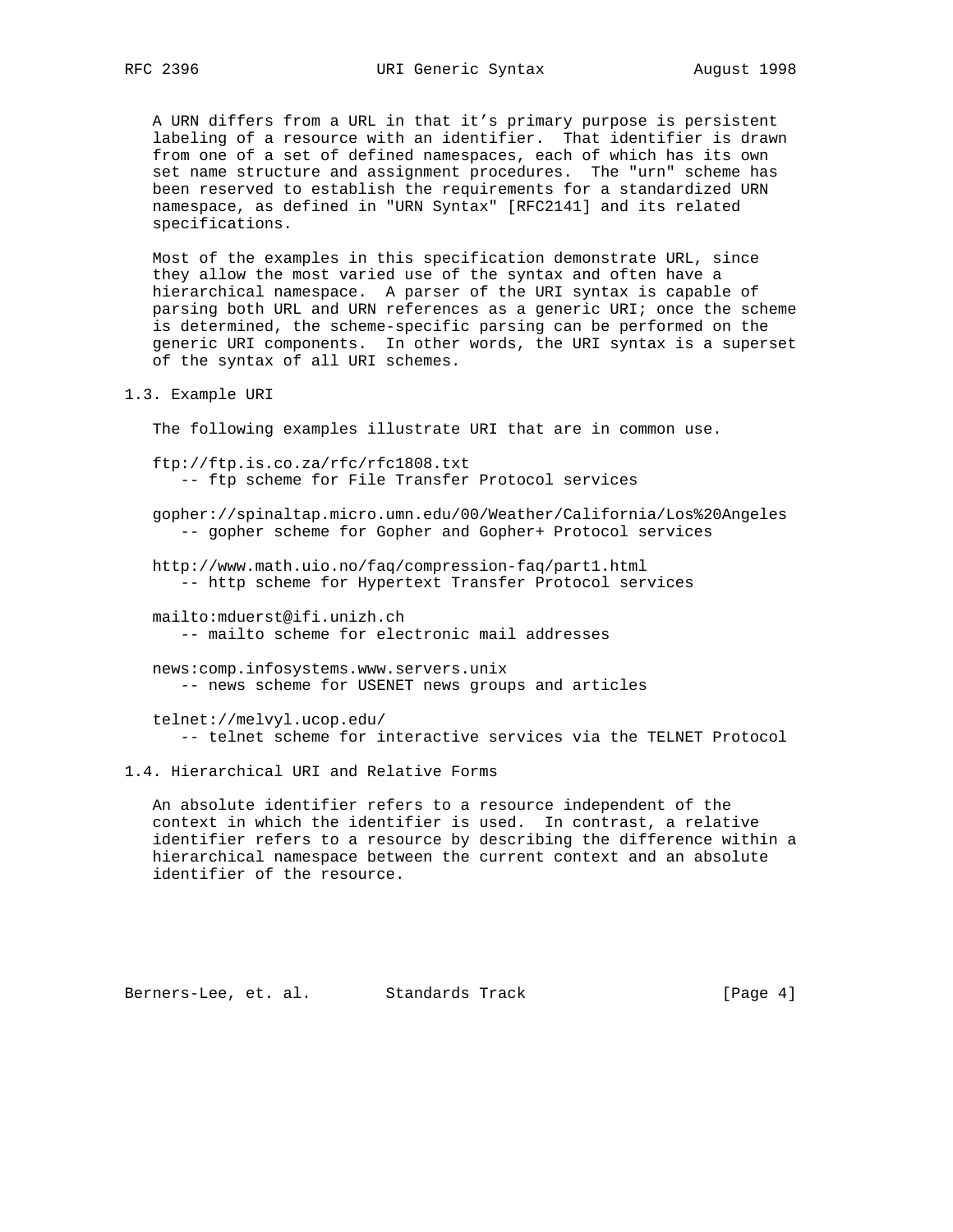A URN differs from a URL in that it’s primary purpose is persistent labeling of a resource with an identifier. That identifier is drawn from one of a set of defined namespaces, each of which has its own set name structure and assignment procedures. The "urn" scheme has been reserved to establish the requirements for a standardized URN namespace, as defined in "URN Syntax" [RFC2141] and its related specifications.

Most of the examples in this specification demonstrate URL, since they allow the most varied use of the syntax and often have a hierarchical namespace. A parser of the URI syntax is capable of parsing both URL and URN references as a generic URI; once the scheme is determined, the scheme-specific parsing can be performed on the generic URI components. In other words, the URI syntax is a superset of the syntax of all URI schemes.

## 1.3. Example URI

The following examples illustrate URI that are in common use.

```
ftp://ftp.is.co.za/rfc/rfc1808.txt
   -- ftp scheme for File Transfer Protocol services

gopher://spinaltap.micro.umn.edu/00/Weather/California/Los%20Angeles
   -- gopher scheme for Gopher and Gopher+ Protocol services

http://www.math.uio.no/faq/compression-faq/part1.html
   -- http scheme for Hypertext Transfer Protocol services

mailto:mduerst@ifi.unizh.ch
   -- mailto scheme for electronic mail addresses

news:comp.infosystems.www.servers.unix
   -- news scheme for USENET news groups and articles

telnet://melvyl.ucop.edu/
   -- telnet scheme for interactive services via the TELNET Protocol
```

## 1.4. Hierarchical URI and Relative Forms

An absolute identifier refers to a resource independent of the context in which the identifier is used. In contrast, a relative identifier refers to a resource by describing the difference within a hierarchical namespace between the current context and an absolute identifier of the resource.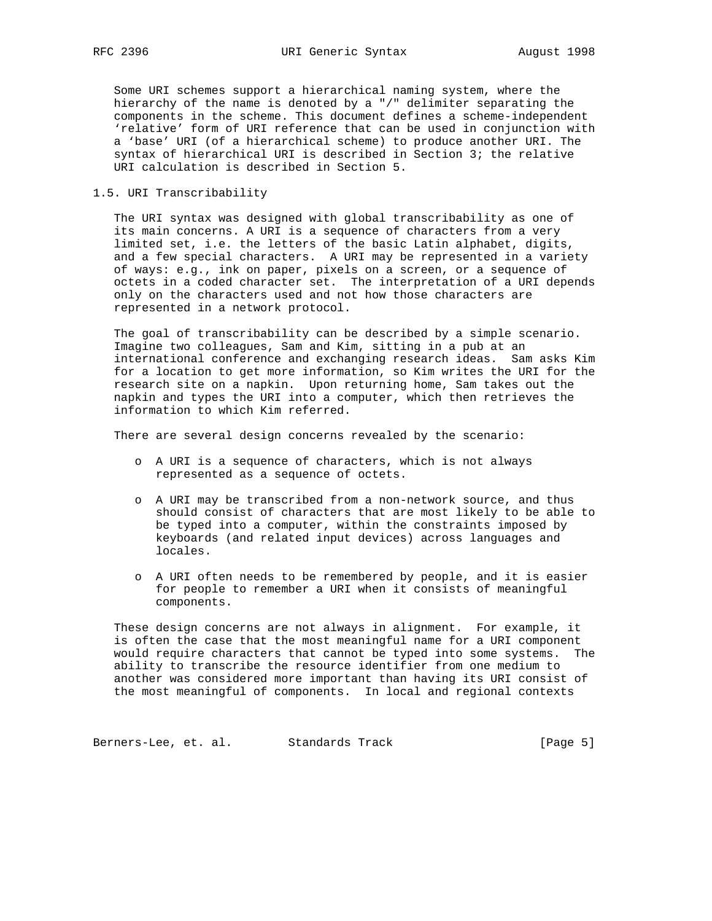Some URI schemes support a hierarchical naming system, where the hierarchy of the name is denoted by a "/" delimiter separating the components in the scheme. This document defines a scheme-independent 'relative' form of URI reference that can be used in conjunction with a 'base' URI (of a hierarchical scheme) to produce another URI. The syntax of hierarchical URI is described in Section 3; the relative URI calculation is described in Section 5.

## 1.5. URI Transcribability

The URI syntax was designed with global transcribability as one of its main concerns. A URI is a sequence of characters from a very limited set, i.e. the letters of the basic Latin alphabet, digits, and a few special characters. A URI may be represented in a variety of ways: e.g., ink on paper, pixels on a screen, or a sequence of octets in a coded character set. The interpretation of a URI depends only on the characters used and not how those characters are represented in a network protocol.

The goal of transcribability can be described by a simple scenario. Imagine two colleagues, Sam and Kim, sitting in a pub at an international conference and exchanging research ideas. Sam asks Kim for a location to get more information, so Kim writes the URI for the research site on a napkin. Upon returning home, Sam takes out the napkin and types the URI into a computer, which then retrieves the information to which Kim referred.

There are several design concerns revealed by the scenario:

- A URI is a sequence of characters, which is not always represented as a sequence of octets.
- A URI may be transcribed from a non-network source, and thus should consist of characters that are most likely to be able to be typed into a computer, within the constraints imposed by keyboards (and related input devices) across languages and locales.
- A URI often needs to be remembered by people, and it is easier for people to remember a URI when it consists of meaningful components.

These design concerns are not always in alignment. For example, it is often the case that the most meaningful name for a URI component would require characters that cannot be typed into some systems. The ability to transcribe the resource identifier from one medium to another was considered more important than having its URI consist of the most meaningful of components. In local and regional contexts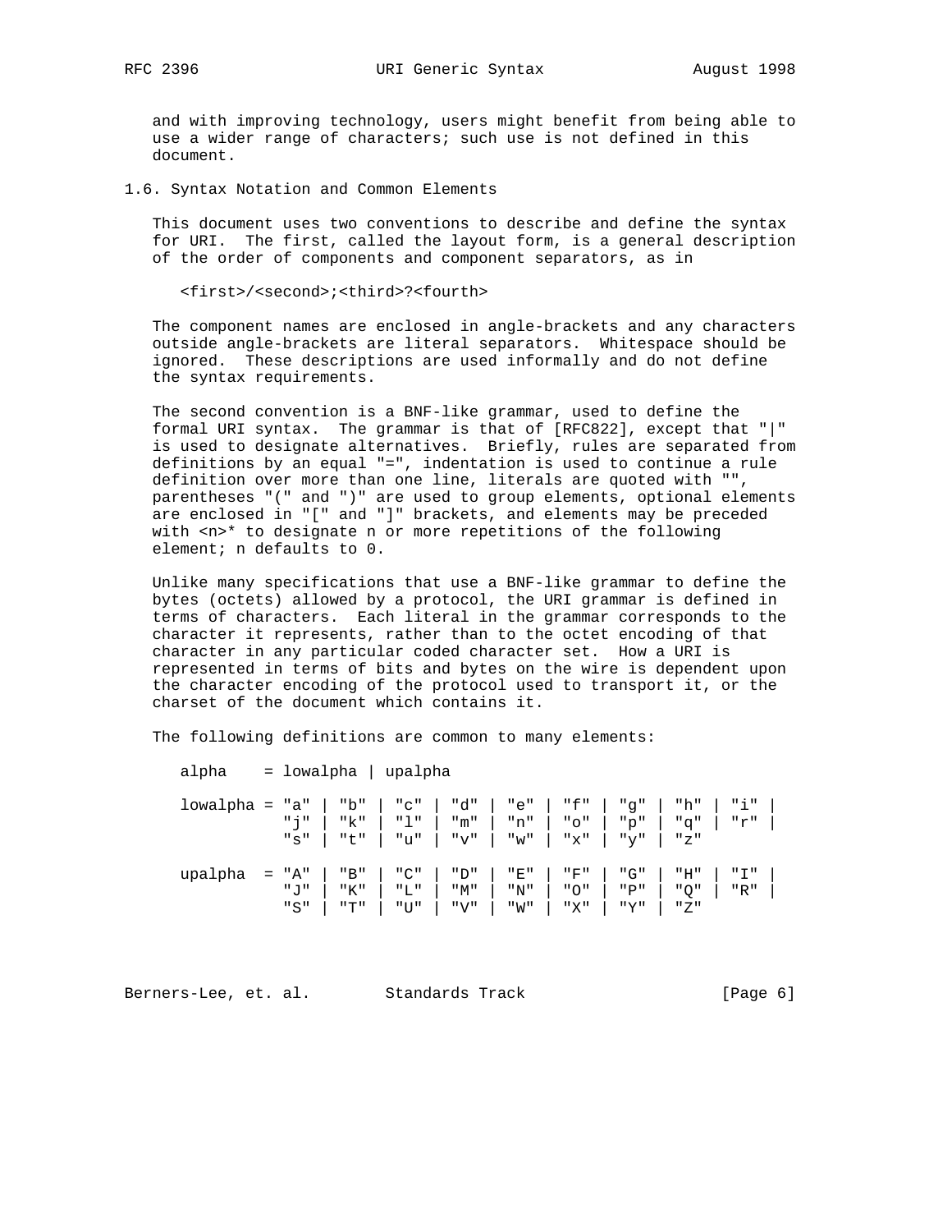and with improving technology, users might benefit from being able to use a wider range of characters; such use is not defined in this document.

## 1.6. Syntax Notation and Common Elements

This document uses two conventions to describe and define the syntax for URI. The first, called the layout form, is a general description of the order of components and component separators, as in

```
<first>/<second>;<third>?<fourth>
```

The component names are enclosed in angle-brackets and any characters outside angle-brackets are literal separators. Whitespace should be ignored. These descriptions are used informally and do not define the syntax requirements.

The second convention is a BNF-like grammar, used to define the formal URI syntax. The grammar is that of [RFC822], except that "|" is used to designate alternatives. Briefly, rules are separated from definitions by an equal "=", indentation is used to continue a rule definition over more than one line, literals are quoted with "", parentheses "(" and ")" are used to group elements, optional elements are enclosed in "[" and "]" brackets, and elements may be preceded with <n>* to designate n or more repetitions of the following element; n defaults to 0.

Unlike many specifications that use a BNF-like grammar to define the bytes (octets) allowed by a protocol, the URI grammar is defined in terms of characters. Each literal in the grammar corresponds to the character it represents, rather than to the octet encoding of that character in any particular coded character set. How a URI is represented in terms of bits and bytes on the wire is dependent upon the character encoding of the protocol used to transport it, or the charset of the document which contains it.

The following definitions are common to many elements:

```
alpha    = lowalpha | upalpha

lowalpha = "a" | "b" | "c" | "d" | "e" | "f" | "g" | "h" | "i" |
           "j" | "k" | "l" | "m" | "n" | "o" | "p" | "q" | "r" |
           "s" | "t" | "u" | "v" | "w" | "x" | "y" | "z"

upalpha  = "A" | "B" | "C" | "D" | "E" | "F" | "G" | "H" | "I" |
           "J" | "K" | "L" | "M" | "N" | "O" | "P" | "Q" | "R" |
           "S" | "T" | "U" | "V" | "W" | "X" | "Y" | "Z"
```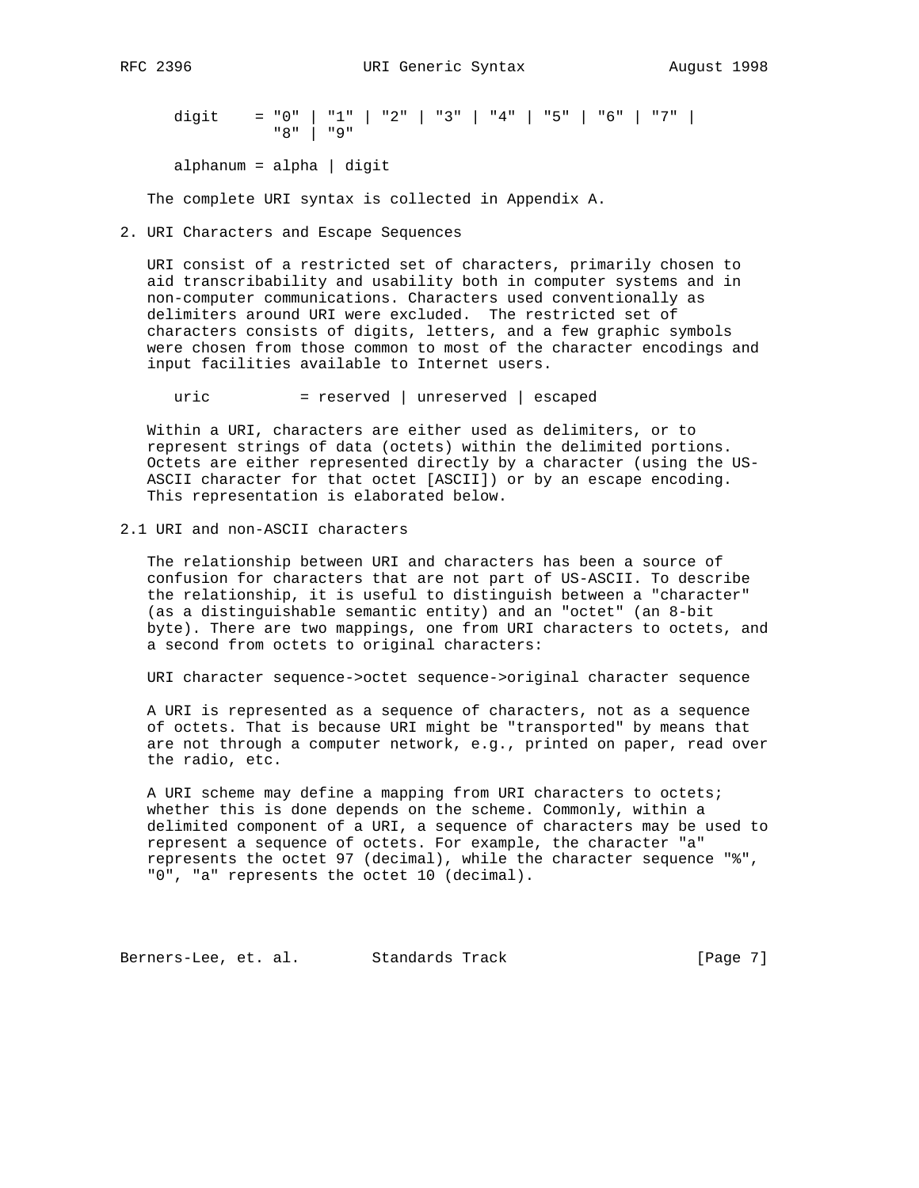```
digit    = "0" | "1" | "2" | "3" | "4" | "5" | "6" | "7" |
           "8" | "9"

alphanum = alpha | digit
```

The complete URI syntax is collected in Appendix A.

## 2. URI Characters and Escape Sequences

URI consist of a restricted set of characters, primarily chosen to aid transcribability and usability both in computer systems and in non-computer communications. Characters used conventionally as delimiters around URI were excluded. The restricted set of characters consists of digits, letters, and a few graphic symbols were chosen from those common to most of the character encodings and input facilities available to Internet users.

```
uric          = reserved | unreserved | escaped
```

Within a URI, characters are either used as delimiters, or to represent strings of data (octets) within the delimited portions. Octets are either represented directly by a character (using the US-ASCII character for that octet [ASCII]) or by an escape encoding. This representation is elaborated below.

### 2.1 URI and non-ASCII characters

The relationship between URI and characters has been a source of confusion for characters that are not part of US-ASCII. To describe the relationship, it is useful to distinguish between a "character" (as a distinguishable semantic entity) and an "octet" (an 8-bit byte). There are two mappings, one from URI characters to octets, and a second from octets to original characters:

URI character sequence->octet sequence->original character sequence

A URI is represented as a sequence of characters, not as a sequence of octets. That is because URI might be "transported" by means that are not through a computer network, e.g., printed on paper, read over the radio, etc.

A URI scheme may define a mapping from URI characters to octets; whether this is done depends on the scheme. Commonly, within a delimited component of a URI, a sequence of characters may be used to represent a sequence of octets. For example, the character "a" represents the octet 97 (decimal), while the character sequence "%", "0", "a" represents the octet 10 (decimal).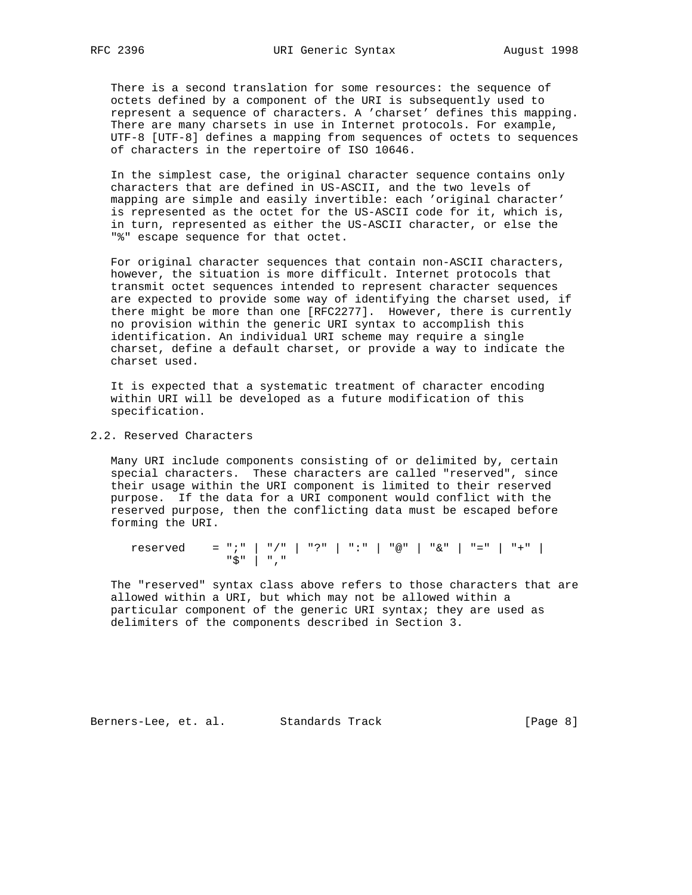There is a second translation for some resources: the sequence of octets defined by a component of the URI is subsequently used to represent a sequence of characters. A 'charset' defines this mapping. There are many charsets in use in Internet protocols. For example, UTF-8 [UTF-8] defines a mapping from sequences of octets to sequences of characters in the repertoire of ISO 10646.

In the simplest case, the original character sequence contains only characters that are defined in US-ASCII, and the two levels of mapping are simple and easily invertible: each 'original character' is represented as the octet for the US-ASCII code for it, which is, in turn, represented as either the US-ASCII character, or else the "%" escape sequence for that octet.

For original character sequences that contain non-ASCII characters, however, the situation is more difficult. Internet protocols that transmit octet sequences intended to represent character sequences are expected to provide some way of identifying the charset used, if there might be more than one [RFC2277]. However, there is currently no provision within the generic URI syntax to accomplish this identification. An individual URI scheme may require a single charset, define a default charset, or provide a way to indicate the charset used.

It is expected that a systematic treatment of character encoding within URI will be developed as a future modification of this specification.

## 2.2. Reserved Characters

Many URI include components consisting of or delimited by, certain special characters. These characters are called "reserved", since their usage within the URI component is limited to their reserved purpose. If the data for a URI component would conflict with the reserved purpose, then the conflicting data must be escaped before forming the URI.

```
reserved    = ";" | "/" | "?" | ":" | "@" | "&" | "=" | "+" |
              "$" | ","
```

The "reserved" syntax class above refers to those characters that are allowed within a URI, but which may not be allowed within a particular component of the generic URI syntax; they are used as delimiters of the components described in Section 3.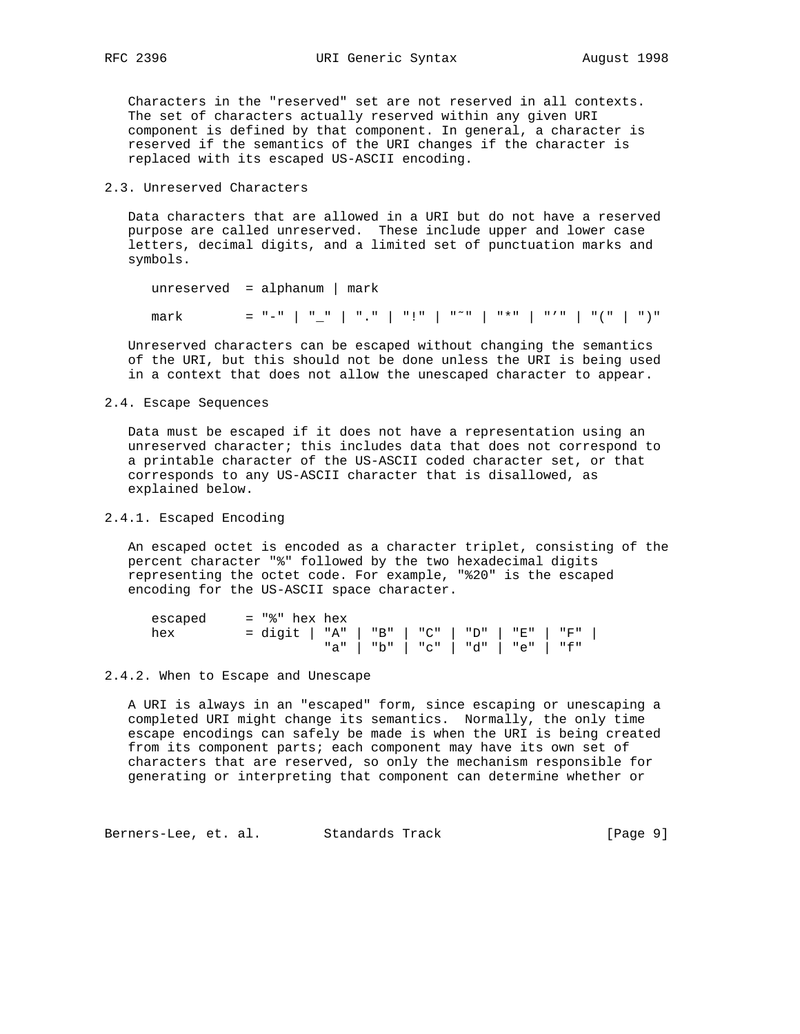Characters in the "reserved" set are not reserved in all contexts. The set of characters actually reserved within any given URI component is defined by that component. In general, a character is reserved if the semantics of the URI changes if the character is replaced with its escaped US-ASCII encoding.

## 2.3. Unreserved Characters

Data characters that are allowed in a URI but do not have a reserved purpose are called unreserved. These include upper and lower case letters, decimal digits, and a limited set of punctuation marks and symbols.

```
unreserved  = alphanum | mark

mark        = "-" | "_" | "." | "!" | "~" | "*" | "'" | "(" | ")"
```

Unreserved characters can be escaped without changing the semantics of the URI, but this should not be done unless the URI is being used in a context that does not allow the unescaped character to appear.

## 2.4. Escape Sequences

Data must be escaped if it does not have a representation using an unreserved character; this includes data that does not correspond to a printable character of the US-ASCII coded character set, or that corresponds to any US-ASCII character that is disallowed, as explained below.

### 2.4.1. Escaped Encoding

An escaped octet is encoded as a character triplet, consisting of the percent character "%" followed by the two hexadecimal digits representing the octet code. For example, "%20" is the escaped encoding for the US-ASCII space character.

```
escaped     = "%" hex hex
hex         = digit | "A" | "B" | "C" | "D" | "E" | "F" |
                      "a" | "b" | "c" | "d" | "e" | "f"
```

### 2.4.2. When to Escape and Unescape

A URI is always in an "escaped" form, since escaping or unescaping a completed URI might change its semantics. Normally, the only time escape encodings can safely be made is when the URI is being created from its component parts; each component may have its own set of characters that are reserved, so only the mechanism responsible for generating or interpreting that component can determine whether or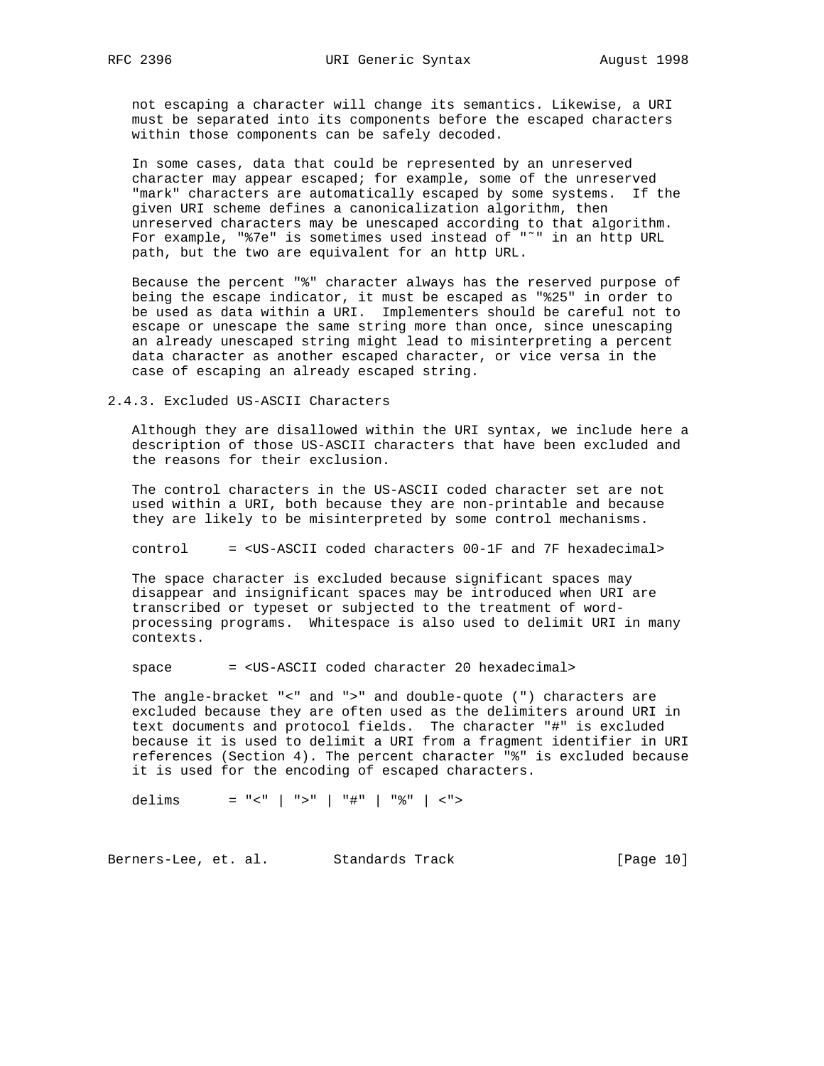not escaping a character will change its semantics. Likewise, a URI must be separated into its components before the escaped characters within those components can be safely decoded.

In some cases, data that could be represented by an unreserved character may appear escaped; for example, some of the unreserved "mark" characters are automatically escaped by some systems. If the given URI scheme defines a canonicalization algorithm, then unreserved characters may be unescaped according to that algorithm. For example, "%7e" is sometimes used instead of "~" in an http URL path, but the two are equivalent for an http URL.

Because the percent "%" character always has the reserved purpose of being the escape indicator, it must be escaped as "%25" in order to be used as data within a URI. Implementers should be careful not to escape or unescape the same string more than once, since unescaping an already unescaped string might lead to misinterpreting a percent data character as another escaped character, or vice versa in the case of escaping an already escaped string.

### 2.4.3. Excluded US-ASCII Characters

Although they are disallowed within the URI syntax, we include here a description of those US-ASCII characters that have been excluded and the reasons for their exclusion.

The control characters in the US-ASCII coded character set are not used within a URI, both because they are non-printable and because they are likely to be misinterpreted by some control mechanisms.

```
control     = <US-ASCII coded characters 00-1F and 7F hexadecimal>
```

The space character is excluded because significant spaces may disappear and insignificant spaces may be introduced when URI are transcribed or typeset or subjected to the treatment of word-processing programs. Whitespace is also used to delimit URI in many contexts.

```
space       = <US-ASCII coded character 20 hexadecimal>
```

The angle-bracket "<" and ">" and double-quote (") characters are excluded because they are often used as the delimiters around URI in text documents and protocol fields. The character "#" is excluded because it is used to delimit a URI from a fragment identifier in URI references (Section 4). The percent character "%" is excluded because it is used for the encoding of escaped characters.

```
delims      = "<" | ">" | "#" | "%" | <">
```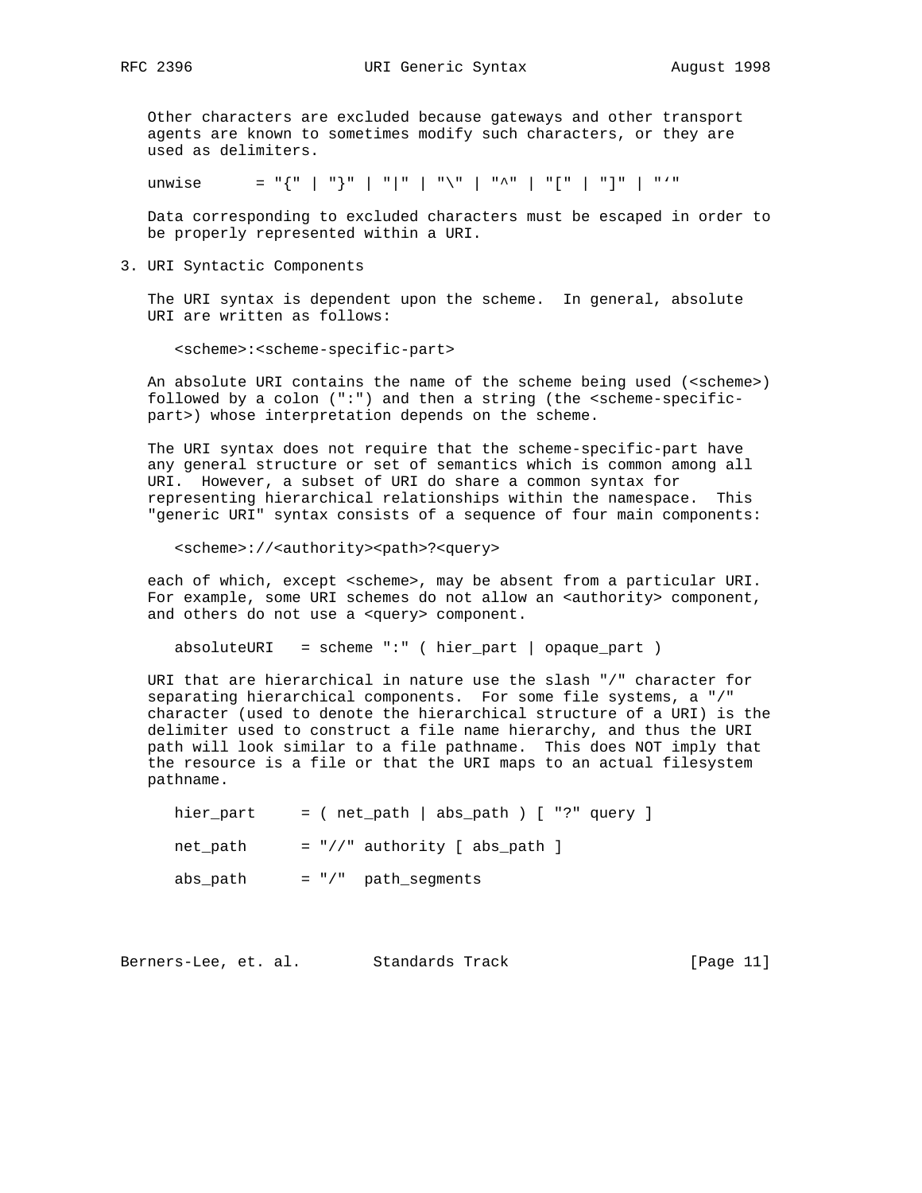Other characters are excluded because gateways and other transport agents are known to sometimes modify such characters, or they are used as delimiters.

```
unwise      = "{" | "}" | "|" | "\" | "^" | "[" | "]" | "`"
```

Data corresponding to excluded characters must be escaped in order to be properly represented within a URI.

## 3. URI Syntactic Components

The URI syntax is dependent upon the scheme. In general, absolute URI are written as follows:

```
<scheme>:<scheme-specific-part>
```

An absolute URI contains the name of the scheme being used (<scheme>) followed by a colon (":") and then a string (the <scheme-specific-part>) whose interpretation depends on the scheme.

The URI syntax does not require that the scheme-specific-part have any general structure or set of semantics which is common among all URI. However, a subset of URI do share a common syntax for representing hierarchical relationships within the namespace. This "generic URI" syntax consists of a sequence of four main components:

```
<scheme>://<authority><path>?<query>
```

each of which, except <scheme>, may be absent from a particular URI. For example, some URI schemes do not allow an <authority> component, and others do not use a <query> component.

```
absoluteURI   = scheme ":" ( hier_part | opaque_part )
```

URI that are hierarchical in nature use the slash "/" character for separating hierarchical components. For some file systems, a "/" character (used to denote the hierarchical structure of a URI) is the delimiter used to construct a file name hierarchy, and thus the URI path will look similar to a file pathname. This does NOT imply that the resource is a file or that the URI maps to an actual filesystem pathname.

```
hier_part     = ( net_path | abs_path ) [ "?" query ]

net_path      = "//" authority [ abs_path ]

abs_path      = "/"  path_segments
```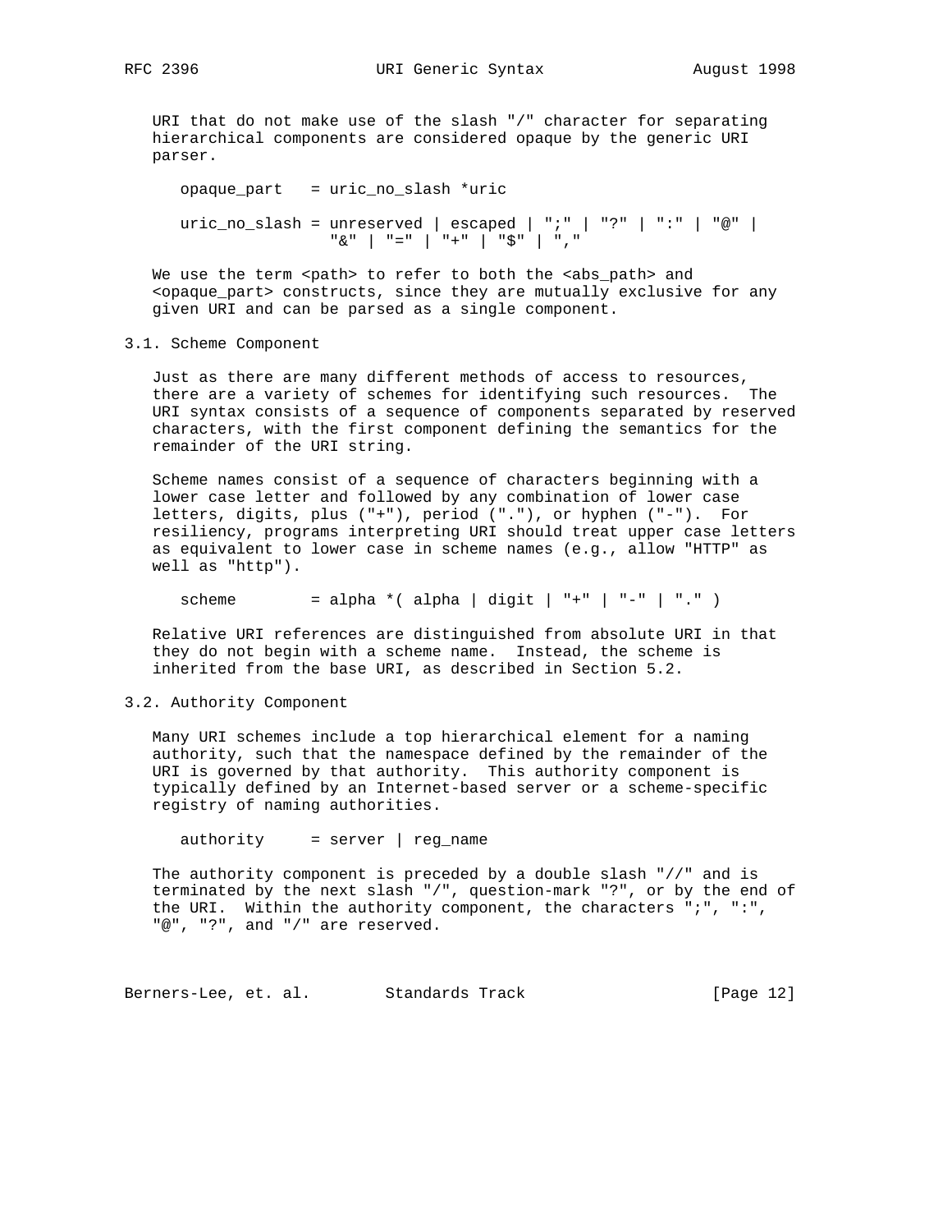URI that do not make use of the slash "/" character for separating hierarchical components are considered opaque by the generic URI parser.

```
opaque_part   = uric_no_slash *uric

uric_no_slash = unreserved | escaped | ";" | "?" | ":" | "@" |
                "&" | "=" | "+" | "$" | ","
```

We use the term <path> to refer to both the <abs_path> and <opaque_part> constructs, since they are mutually exclusive for any given URI and can be parsed as a single component.

## 3.1. Scheme Component

Just as there are many different methods of access to resources, there are a variety of schemes for identifying such resources. The URI syntax consists of a sequence of components separated by reserved characters, with the first component defining the semantics for the remainder of the URI string.

Scheme names consist of a sequence of characters beginning with a lower case letter and followed by any combination of lower case letters, digits, plus ("+"), period ("."), or hyphen ("-"). For resiliency, programs interpreting URI should treat upper case letters as equivalent to lower case in scheme names (e.g., allow "HTTP" as well as "http").

```
scheme        = alpha *( alpha | digit | "+" | "-" | "." )
```

Relative URI references are distinguished from absolute URI in that they do not begin with a scheme name. Instead, the scheme is inherited from the base URI, as described in Section 5.2.

## 3.2. Authority Component

Many URI schemes include a top hierarchical element for a naming authority, such that the namespace defined by the remainder of the URI is governed by that authority. This authority component is typically defined by an Internet-based server or a scheme-specific registry of naming authorities.

```
authority     = server | reg_name
```

The authority component is preceded by a double slash "//" and is terminated by the next slash "/", question-mark "?", or by the end of the URI. Within the authority component, the characters ";", ":", "@", "?", and "/" are reserved.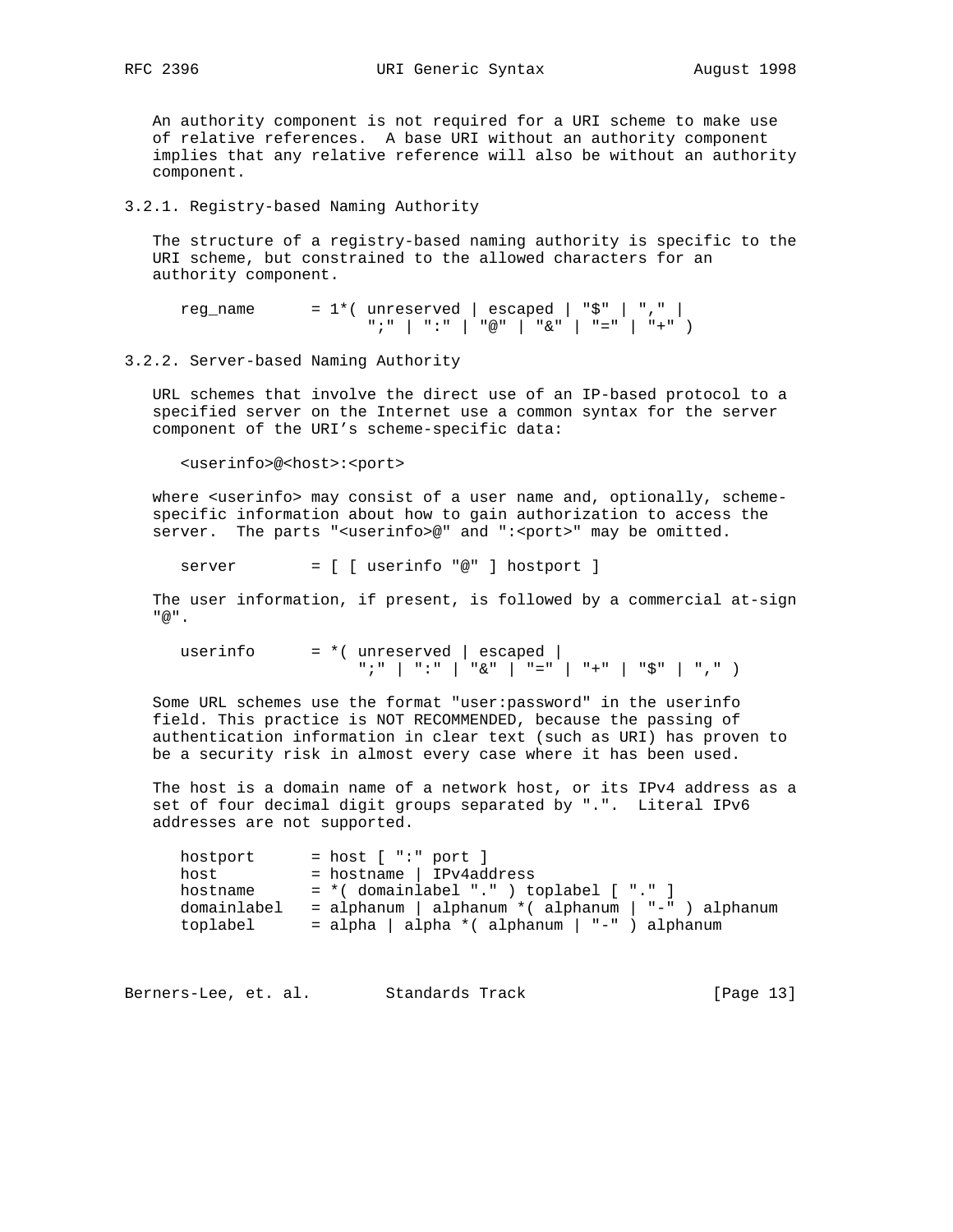An authority component is not required for a URI scheme to make use of relative references. A base URI without an authority component implies that any relative reference will also be without an authority component.

### 3.2.1. Registry-based Naming Authority

The structure of a registry-based naming authority is specific to the URI scheme, but constrained to the allowed characters for an authority component.

```
reg_name      = 1*( unreserved | escaped | "$" | "," |
                    ";" | ":" | "@" | "&" | "=" | "+" )
```

### 3.2.2. Server-based Naming Authority

URL schemes that involve the direct use of an IP-based protocol to a specified server on the Internet use a common syntax for the server component of the URI's scheme-specific data:

```
<userinfo>@<host>:<port>
```

where <userinfo> may consist of a user name and, optionally, scheme-specific information about how to gain authorization to access the server. The parts "<userinfo>@" and ":<port>" may be omitted.

```
server        = [ [ userinfo "@" ] hostport ]
```

The user information, if present, is followed by a commercial at-sign "@".

```
userinfo      = *( unreserved | escaped |
                   ";" | ":" | "&" | "=" | "+" | "$" | "," )
```

Some URL schemes use the format "user:password" in the userinfo field. This practice is NOT RECOMMENDED, because the passing of authentication information in clear text (such as URI) has proven to be a security risk in almost every case where it has been used.

The host is a domain name of a network host, or its IPv4 address as a set of four decimal digit groups separated by ".". Literal IPv6 addresses are not supported.

```
hostport      = host [ ":" port ]
host          = hostname | IPv4address
hostname      = *( domainlabel "." ) toplabel [ "." ]
domainlabel   = alphanum | alphanum *( alphanum | "-" ) alphanum
toplabel      = alpha | alpha *( alphanum | "-" ) alphanum
```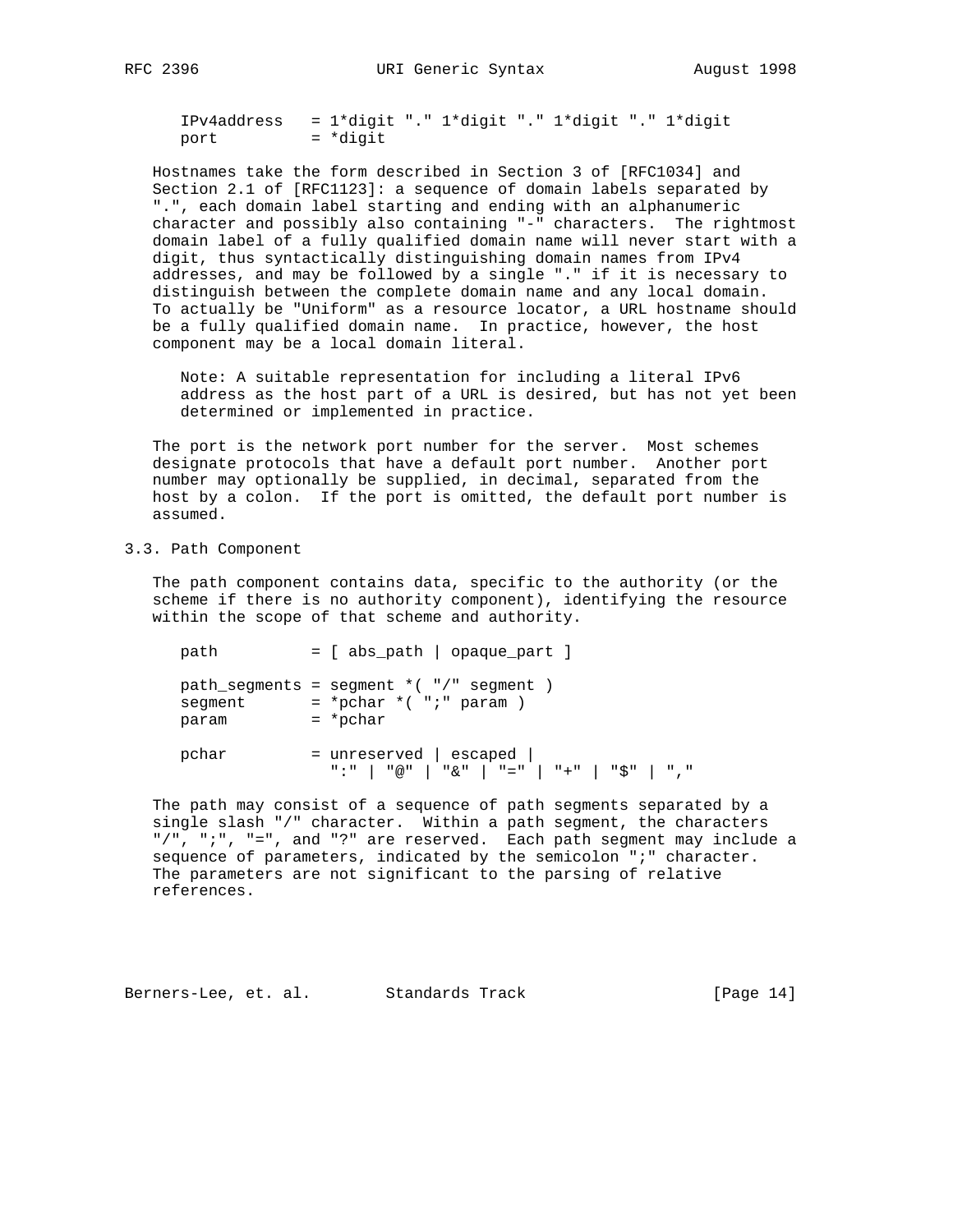```
IPv4address   = 1*digit "." 1*digit "." 1*digit "." 1*digit
port          = *digit
```

Hostnames take the form described in Section 3 of [RFC1034] and Section 2.1 of [RFC1123]: a sequence of domain labels separated by ".", each domain label starting and ending with an alphanumeric character and possibly also containing "-" characters. The rightmost domain label of a fully qualified domain name will never start with a digit, thus syntactically distinguishing domain names from IPv4 addresses, and may be followed by a single "." if it is necessary to distinguish between the complete domain name and any local domain. To actually be "Uniform" as a resource locator, a URL hostname should be a fully qualified domain name. In practice, however, the host component may be a local domain literal.

Note: A suitable representation for including a literal IPv6 address as the host part of a URL is desired, but has not yet been determined or implemented in practice.

The port is the network port number for the server. Most schemes designate protocols that have a default port number. Another port number may optionally be supplied, in decimal, separated from the host by a colon. If the port is omitted, the default port number is assumed.

## 3.3. Path Component

The path component contains data, specific to the authority (or the scheme if there is no authority component), identifying the resource within the scope of that scheme and authority.

```
path          = [ abs_path | opaque_part ]

path_segments = segment *( "/" segment )
segment       = *pchar *( ";" param )
param         = *pchar

pchar         = unreserved | escaped |
                ":" | "@" | "&" | "=" | "+" | "$" | ","
```

The path may consist of a sequence of path segments separated by a single slash "/" character. Within a path segment, the characters "/", ";", "=", and "?" are reserved. Each path segment may include a sequence of parameters, indicated by the semicolon ";" character. The parameters are not significant to the parsing of relative references.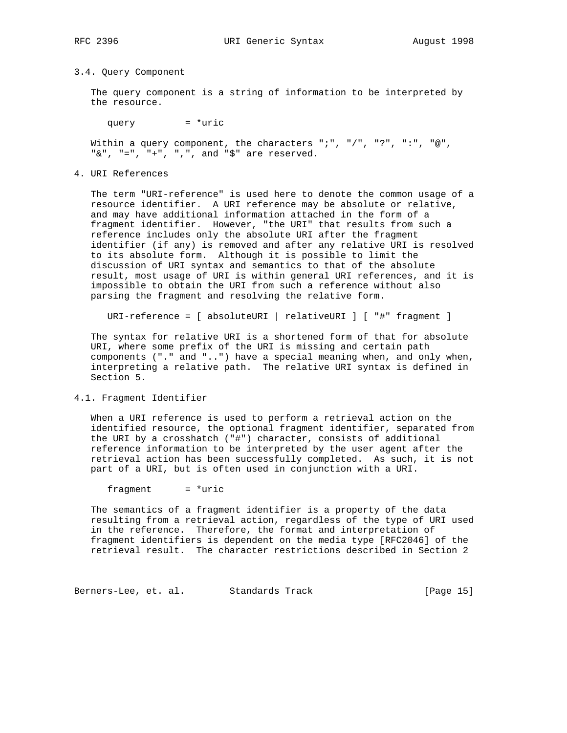### 3.4. Query Component

The query component is a string of information to be interpreted by the resource.

```
query         = *uric
```

Within a query component, the characters ";", "/", "?", ":", "@", "&", "=", "+", ",", and "$" are reserved.

## 4. URI References

The term "URI-reference" is used here to denote the common usage of a resource identifier. A URI reference may be absolute or relative, and may have additional information attached in the form of a fragment identifier. However, "the URI" that results from such a reference includes only the absolute URI after the fragment identifier (if any) is removed and after any relative URI is resolved to its absolute form. Although it is possible to limit the discussion of URI syntax and semantics to that of the absolute result, most usage of URI is within general URI references, and it is impossible to obtain the URI from such a reference without also parsing the fragment and resolving the relative form.

```
URI-reference = [ absoluteURI | relativeURI ] [ "#" fragment ]
```

The syntax for relative URI is a shortened form of that for absolute URI, where some prefix of the URI is missing and certain path components ("." and "..") have a special meaning when, and only when, interpreting a relative path. The relative URI syntax is defined in Section 5.

### 4.1. Fragment Identifier

When a URI reference is used to perform a retrieval action on the identified resource, the optional fragment identifier, separated from the URI by a crosshatch ("#") character, consists of additional reference information to be interpreted by the user agent after the retrieval action has been successfully completed. As such, it is not part of a URI, but is often used in conjunction with a URI.

```
fragment      = *uric
```

The semantics of a fragment identifier is a property of the data resulting from a retrieval action, regardless of the type of URI used in the reference. Therefore, the format and interpretation of fragment identifiers is dependent on the media type [RFC2046] of the retrieval result. The character restrictions described in Section 2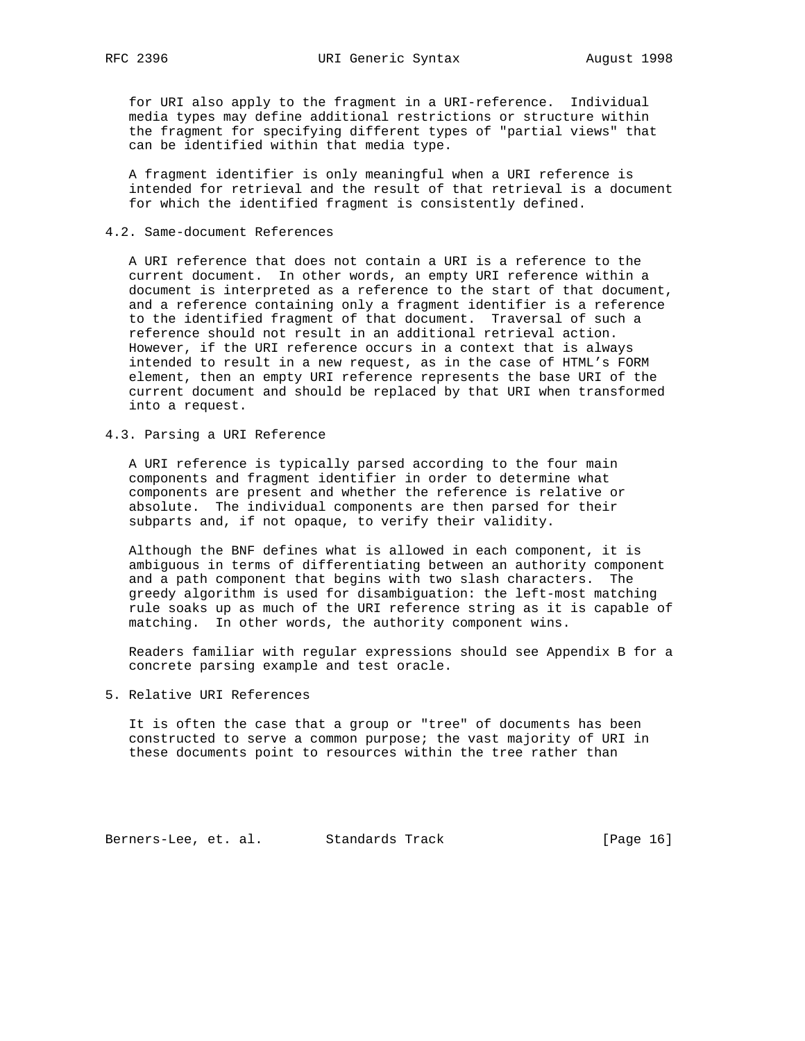for URI also apply to the fragment in a URI-reference. Individual media types may define additional restrictions or structure within the fragment for specifying different types of "partial views" that can be identified within that media type.

A fragment identifier is only meaningful when a URI reference is intended for retrieval and the result of that retrieval is a document for which the identified fragment is consistently defined.

## 4.2. Same-document References

A URI reference that does not contain a URI is a reference to the current document. In other words, an empty URI reference within a document is interpreted as a reference to the start of that document, and a reference containing only a fragment identifier is a reference to the identified fragment of that document. Traversal of such a reference should not result in an additional retrieval action. However, if the URI reference occurs in a context that is always intended to result in a new request, as in the case of HTML's FORM element, then an empty URI reference represents the base URI of the current document and should be replaced by that URI when transformed into a request.

## 4.3. Parsing a URI Reference

A URI reference is typically parsed according to the four main components and fragment identifier in order to determine what components are present and whether the reference is relative or absolute. The individual components are then parsed for their subparts and, if not opaque, to verify their validity.

Although the BNF defines what is allowed in each component, it is ambiguous in terms of differentiating between an authority component and a path component that begins with two slash characters. The greedy algorithm is used for disambiguation: the left-most matching rule soaks up as much of the URI reference string as it is capable of matching. In other words, the authority component wins.

Readers familiar with regular expressions should see Appendix B for a concrete parsing example and test oracle.

# 5. Relative URI References

It is often the case that a group or "tree" of documents has been constructed to serve a common purpose; the vast majority of URI in these documents point to resources within the tree rather than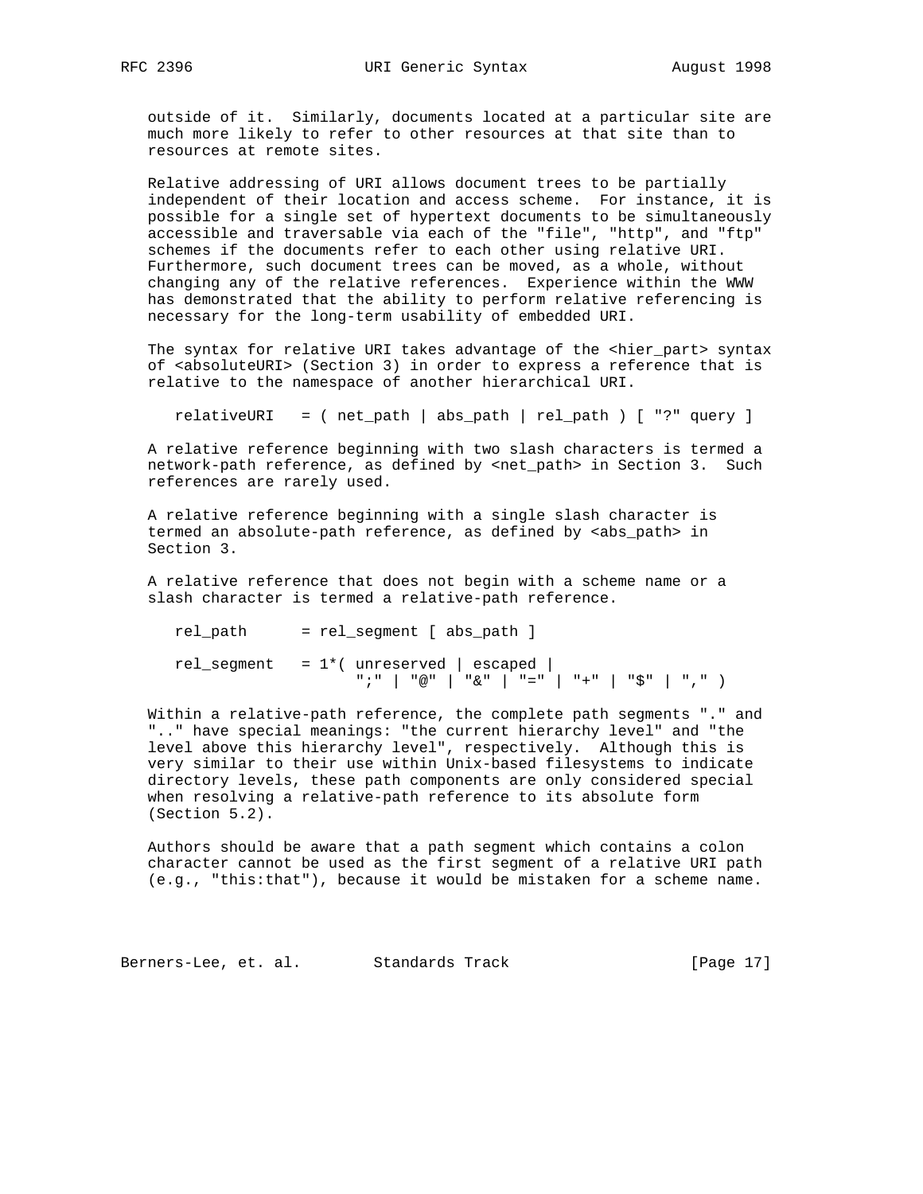outside of it. Similarly, documents located at a particular site are much more likely to refer to other resources at that site than to resources at remote sites.

Relative addressing of URI allows document trees to be partially independent of their location and access scheme. For instance, it is possible for a single set of hypertext documents to be simultaneously accessible and traversable via each of the "file", "http", and "ftp" schemes if the documents refer to each other using relative URI. Furthermore, such document trees can be moved, as a whole, without changing any of the relative references. Experience within the WWW has demonstrated that the ability to perform relative referencing is necessary for the long-term usability of embedded URI.

The syntax for relative URI takes advantage of the <hier_part> syntax of <absoluteURI> (Section 3) in order to express a reference that is relative to the namespace of another hierarchical URI.

```
relativeURI   = ( net_path | abs_path | rel_path ) [ "?" query ]
```

A relative reference beginning with two slash characters is termed a network-path reference, as defined by <net_path> in Section 3. Such references are rarely used.

A relative reference beginning with a single slash character is termed an absolute-path reference, as defined by <abs_path> in Section 3.

A relative reference that does not begin with a scheme name or a slash character is termed a relative-path reference.

```
rel_path      = rel_segment [ abs_path ]

rel_segment   = 1*( unreserved | escaped |
                    ";" | "@" | "&" | "=" | "+" | "$" | "," )
```

Within a relative-path reference, the complete path segments "." and ".." have special meanings: "the current hierarchy level" and "the level above this hierarchy level", respectively. Although this is very similar to their use within Unix-based filesystems to indicate directory levels, these path components are only considered special when resolving a relative-path reference to its absolute form (Section 5.2).

Authors should be aware that a path segment which contains a colon character cannot be used as the first segment of a relative URI path (e.g., "this:that"), because it would be mistaken for a scheme name.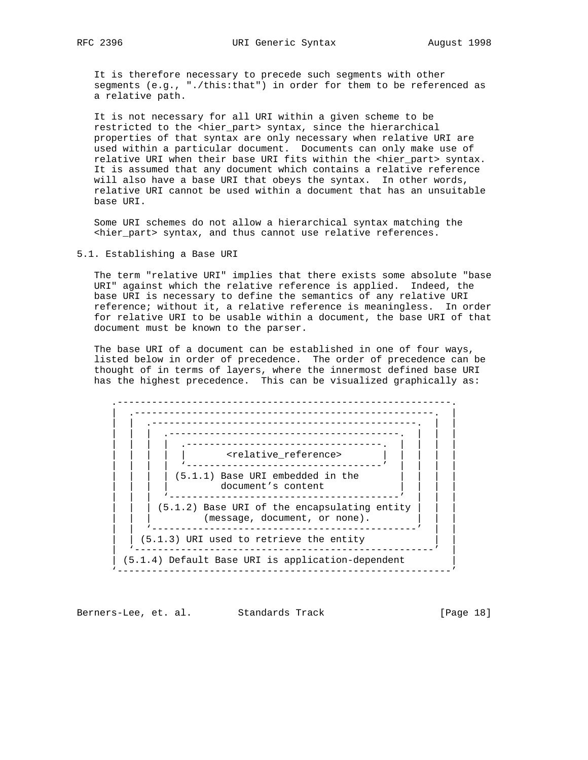It is therefore necessary to precede such segments with other segments (e.g., "./this:that") in order for them to be referenced as a relative path.

It is not necessary for all URI within a given scheme to be restricted to the <hier_part> syntax, since the hierarchical properties of that syntax are only necessary when relative URI are used within a particular document. Documents can only make use of relative URI when their base URI fits within the <hier_part> syntax. It is assumed that any document which contains a relative reference will also have a base URI that obeys the syntax. In other words, relative URI cannot be used within a document that has an unsuitable base URI.

Some URI schemes do not allow a hierarchical syntax matching the <hier_part> syntax, and thus cannot use relative references.

## 5.1. Establishing a Base URI

The term "relative URI" implies that there exists some absolute "base URI" against which the relative reference is applied. Indeed, the base URI is necessary to define the semantics of any relative URI reference; without it, a relative reference is meaningless. In order for relative URI to be usable within a document, the base URI of that document must be known to the parser.

The base URI of a document can be established in one of four ways, listed below in order of precedence. The order of precedence can be thought of in terms of layers, where the innermost defined base URI has the highest precedence. This can be visualized graphically as:

```
 .----------------------------------------------------------.
 |  .----------------------------------------------------.  |
 |  |  .----------------------------------------------.  |  |
 |  |  |  .----------------------------------------.  |  |  |
 |  |  |  |  .----------------------------------.  |  |  |  |
 |  |  |  |  |       <relative_reference>       |  |  |  |  |
 |  |  |  |  `----------------------------------'  |  |  |  |
 |  |  |  | (5.1.1) Base URI embedded in the       |  |  |  |
 |  |  |  |         document's content             |  |  |  |
 |  |  |  `----------------------------------------'  |  |  |
 |  |  | (5.1.2) Base URI of the encapsulating entity |  |  |
 |  |  |         (message, document, or none).        |  |  |
 |  |  `----------------------------------------------'  |  |
 |  | (5.1.3) URI used to retrieve the entity            |  |
 |  `----------------------------------------------------'  |
 | (5.1.4) Default Base URI is application-dependent        |
 `----------------------------------------------------------'
```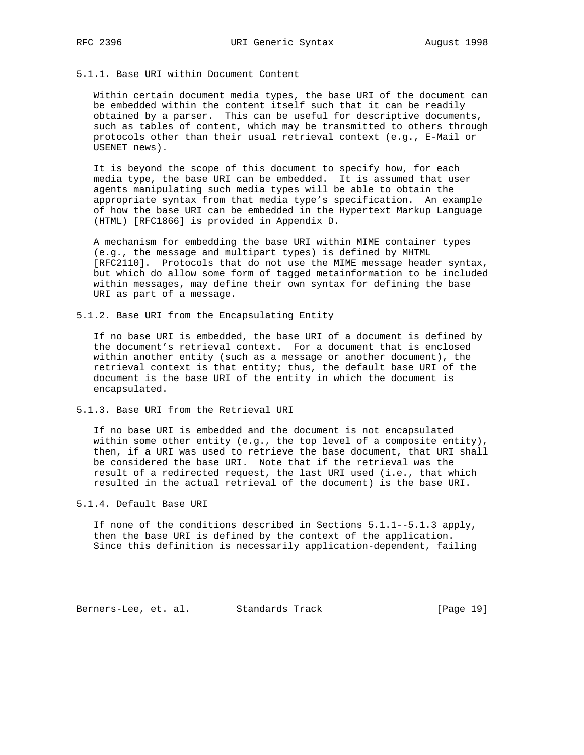### 5.1.1. Base URI within Document Content

Within certain document media types, the base URI of the document can be embedded within the content itself such that it can be readily obtained by a parser. This can be useful for descriptive documents, such as tables of content, which may be transmitted to others through protocols other than their usual retrieval context (e.g., E-Mail or USENET news).

It is beyond the scope of this document to specify how, for each media type, the base URI can be embedded. It is assumed that user agents manipulating such media types will be able to obtain the appropriate syntax from that media type's specification. An example of how the base URI can be embedded in the Hypertext Markup Language (HTML) [RFC1866] is provided in Appendix D.

A mechanism for embedding the base URI within MIME container types (e.g., the message and multipart types) is defined by MHTML [RFC2110]. Protocols that do not use the MIME message header syntax, but which do allow some form of tagged metainformation to be included within messages, may define their own syntax for defining the base URI as part of a message.

### 5.1.2. Base URI from the Encapsulating Entity

If no base URI is embedded, the base URI of a document is defined by the document's retrieval context. For a document that is enclosed within another entity (such as a message or another document), the retrieval context is that entity; thus, the default base URI of the document is the base URI of the entity in which the document is encapsulated.

### 5.1.3. Base URI from the Retrieval URI

If no base URI is embedded and the document is not encapsulated within some other entity (e.g., the top level of a composite entity), then, if a URI was used to retrieve the base document, that URI shall be considered the base URI. Note that if the retrieval was the result of a redirected request, the last URI used (i.e., that which resulted in the actual retrieval of the document) is the base URI.

### 5.1.4. Default Base URI

If none of the conditions described in Sections 5.1.1--5.1.3 apply, then the base URI is defined by the context of the application. Since this definition is necessarily application-dependent, failing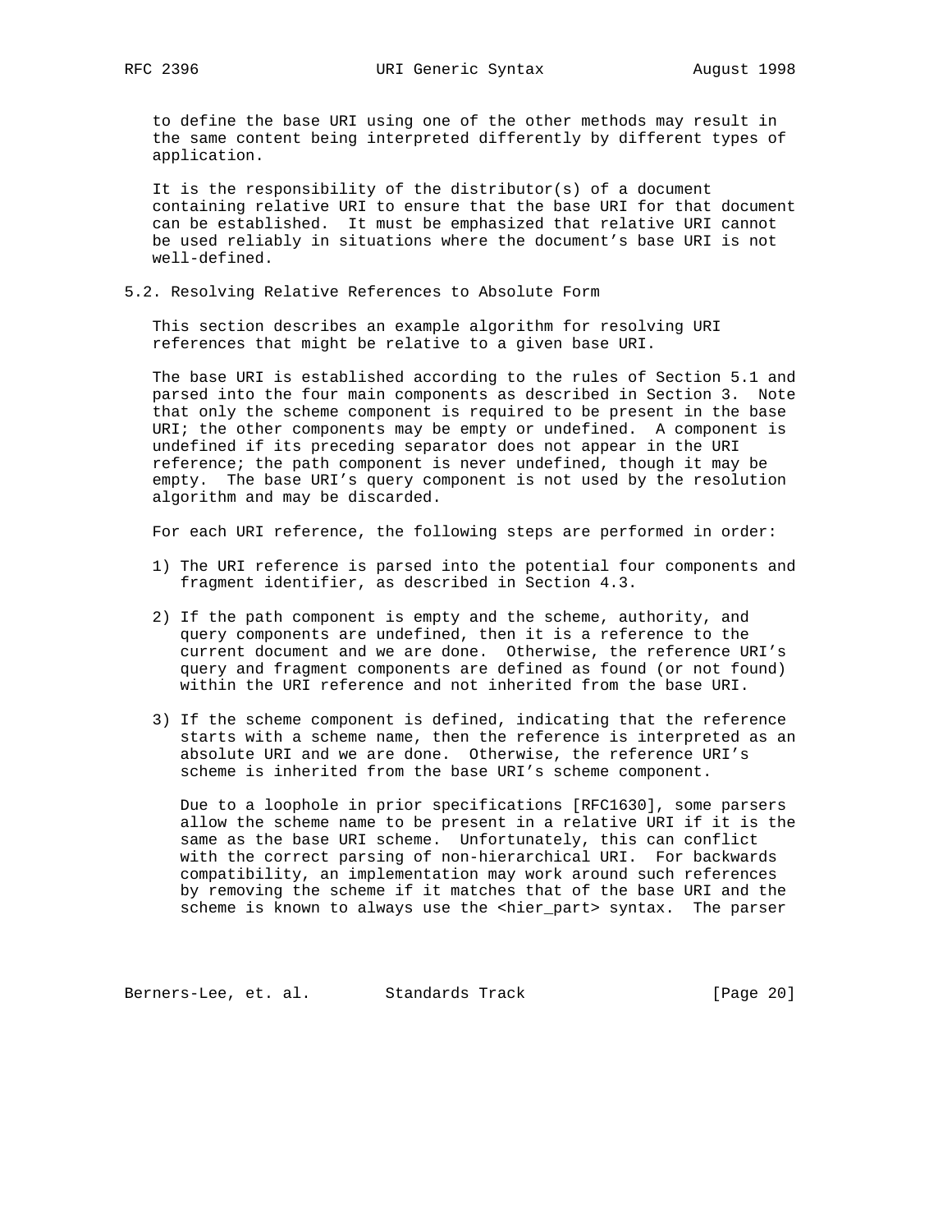to define the base URI using one of the other methods may result in the same content being interpreted differently by different types of application.

It is the responsibility of the distributor(s) of a document containing relative URI to ensure that the base URI for that document can be established. It must be emphasized that relative URI cannot be used reliably in situations where the document's base URI is not well-defined.

## 5.2. Resolving Relative References to Absolute Form

This section describes an example algorithm for resolving URI references that might be relative to a given base URI.

The base URI is established according to the rules of Section 5.1 and parsed into the four main components as described in Section 3. Note that only the scheme component is required to be present in the base URI; the other components may be empty or undefined. A component is undefined if its preceding separator does not appear in the URI reference; the path component is never undefined, though it may be empty. The base URI's query component is not used by the resolution algorithm and may be discarded.

For each URI reference, the following steps are performed in order:

1) The URI reference is parsed into the potential four components and fragment identifier, as described in Section 4.3.

2) If the path component is empty and the scheme, authority, and query components are undefined, then it is a reference to the current document and we are done. Otherwise, the reference URI's query and fragment components are defined as found (or not found) within the URI reference and not inherited from the base URI.

3) If the scheme component is defined, indicating that the reference starts with a scheme name, then the reference is interpreted as an absolute URI and we are done. Otherwise, the reference URI's scheme is inherited from the base URI's scheme component.

   Due to a loophole in prior specifications [RFC1630], some parsers allow the scheme name to be present in a relative URI if it is the same as the base URI scheme. Unfortunately, this can conflict with the correct parsing of non-hierarchical URI. For backwards compatibility, an implementation may work around such references by removing the scheme if it matches that of the base URI and the scheme is known to always use the <hier_part> syntax. The parser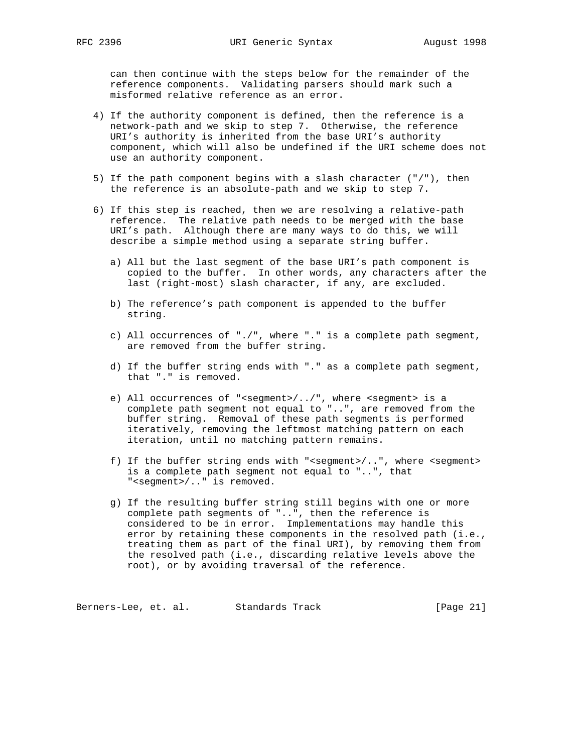can then continue with the steps below for the remainder of the reference components. Validating parsers should mark such a misformed relative reference as an error.

4) If the authority component is defined, then the reference is a network-path and we skip to step 7. Otherwise, the reference URI's authority is inherited from the base URI's authority component, which will also be undefined if the URI scheme does not use an authority component.

5) If the path component begins with a slash character ("/"), then the reference is an absolute-path and we skip to step 7.

6) If this step is reached, then we are resolving a relative-path reference. The relative path needs to be merged with the base URI's path. Although there are many ways to do this, we will describe a simple method using a separate string buffer.

   a) All but the last segment of the base URI's path component is copied to the buffer. In other words, any characters after the last (right-most) slash character, if any, are excluded.

   b) The reference's path component is appended to the buffer string.

   c) All occurrences of "./", where "." is a complete path segment, are removed from the buffer string.

   d) If the buffer string ends with "." as a complete path segment, that "." is removed.

   e) All occurrences of "<segment>/../", where <segment> is a complete path segment not equal to "..", are removed from the buffer string. Removal of these path segments is performed iteratively, removing the leftmost matching pattern on each iteration, until no matching pattern remains.

   f) If the buffer string ends with "<segment>/..", where <segment> is a complete path segment not equal to "..", that "<segment>/.." is removed.

   g) If the resulting buffer string still begins with one or more complete path segments of "..", then the reference is considered to be in error. Implementations may handle this error by retaining these components in the resolved path (i.e., treating them as part of the final URI), by removing them from the resolved path (i.e., discarding relative levels above the root), or by avoiding traversal of the reference.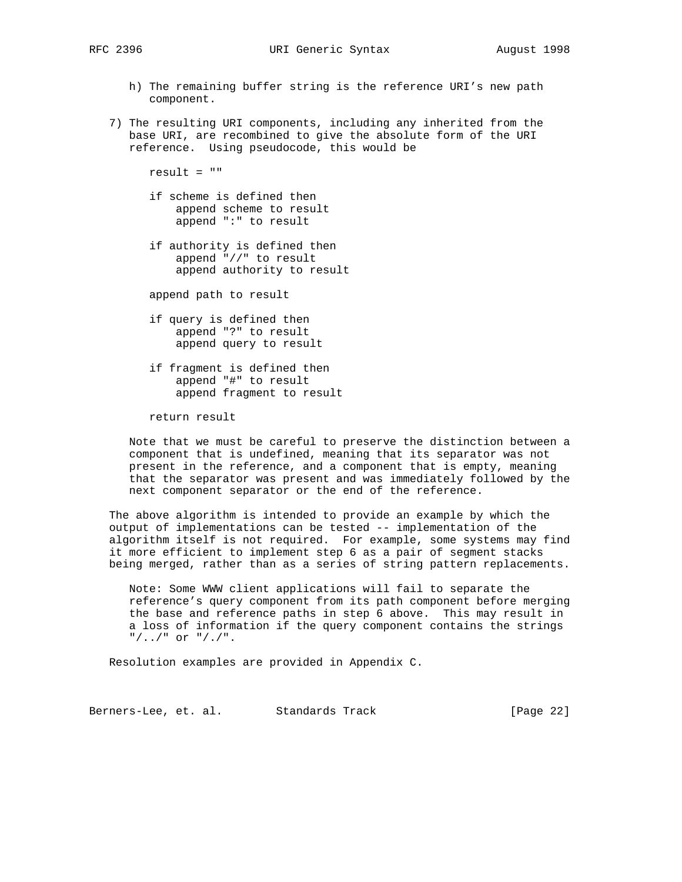h) The remaining buffer string is the reference URI's new path component.

7) The resulting URI components, including any inherited from the base URI, are recombined to give the absolute form of the URI reference. Using pseudocode, this would be

```
result = ""

if scheme is defined then
    append scheme to result
    append ":" to result

if authority is defined then
    append "//" to result
    append authority to result

append path to result

if query is defined then
    append "?" to result
    append query to result

if fragment is defined then
    append "#" to result
    append fragment to result

return result
```

Note that we must be careful to preserve the distinction between a component that is undefined, meaning that its separator was not present in the reference, and a component that is empty, meaning that the separator was present and was immediately followed by the next component separator or the end of the reference.

The above algorithm is intended to provide an example by which the output of implementations can be tested -- implementation of the algorithm itself is not required. For example, some systems may find it more efficient to implement step 6 as a pair of segment stacks being merged, rather than as a series of string pattern replacements.

Note: Some WWW client applications will fail to separate the reference's query component from its path component before merging the base and reference paths in step 6 above. This may result in a loss of information if the query component contains the strings "/../" or "/./".

Resolution examples are provided in Appendix C.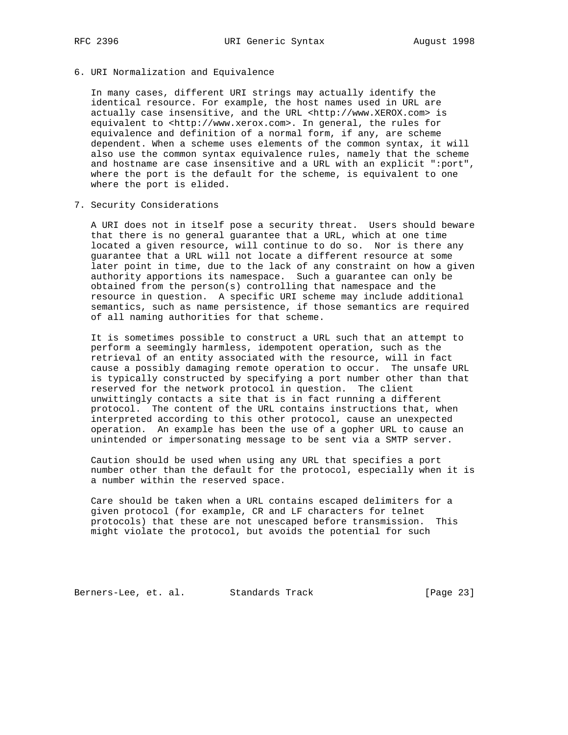## 6. URI Normalization and Equivalence

In many cases, different URI strings may actually identify the identical resource. For example, the host names used in URL are actually case insensitive, and the URL <http://www.XEROX.com> is equivalent to <http://www.xerox.com>. In general, the rules for equivalence and definition of a normal form, if any, are scheme dependent. When a scheme uses elements of the common syntax, it will also use the common syntax equivalence rules, namely that the scheme and hostname are case insensitive and a URL with an explicit ":port", where the port is the default for the scheme, is equivalent to one where the port is elided.

## 7. Security Considerations

A URI does not in itself pose a security threat. Users should beware that there is no general guarantee that a URL, which at one time located a given resource, will continue to do so. Nor is there any guarantee that a URL will not locate a different resource at some later point in time, due to the lack of any constraint on how a given authority apportions its namespace. Such a guarantee can only be obtained from the person(s) controlling that namespace and the resource in question. A specific URI scheme may include additional semantics, such as name persistence, if those semantics are required of all naming authorities for that scheme.

It is sometimes possible to construct a URL such that an attempt to perform a seemingly harmless, idempotent operation, such as the retrieval of an entity associated with the resource, will in fact cause a possibly damaging remote operation to occur. The unsafe URL is typically constructed by specifying a port number other than that reserved for the network protocol in question. The client unwittingly contacts a site that is in fact running a different protocol. The content of the URL contains instructions that, when interpreted according to this other protocol, cause an unexpected operation. An example has been the use of a gopher URL to cause an unintended or impersonating message to be sent via a SMTP server.

Caution should be used when using any URL that specifies a port number other than the default for the protocol, especially when it is a number within the reserved space.

Care should be taken when a URL contains escaped delimiters for a given protocol (for example, CR and LF characters for telnet protocols) that these are not unescaped before transmission. This might violate the protocol, but avoids the potential for such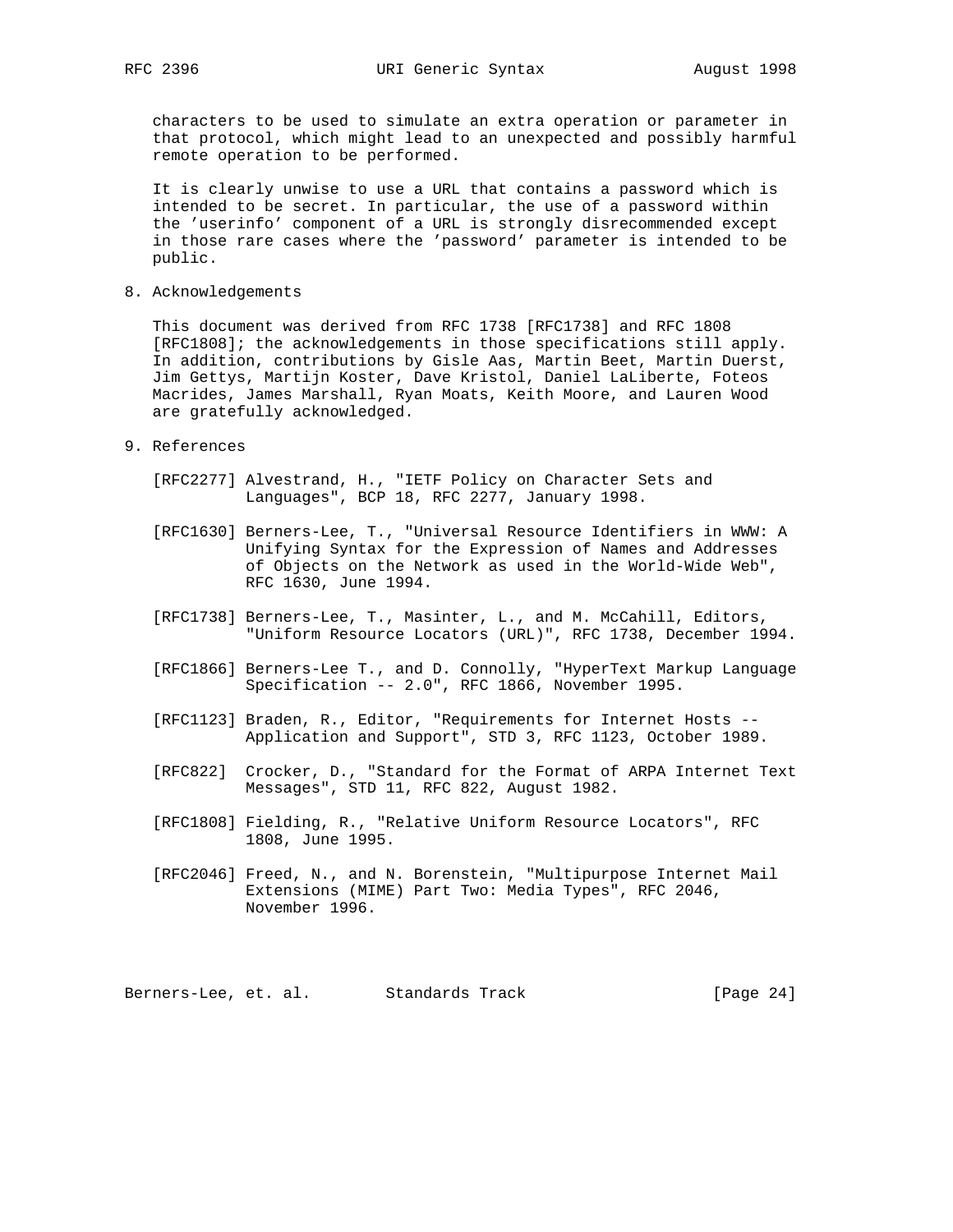characters to be used to simulate an extra operation or parameter in that protocol, which might lead to an unexpected and possibly harmful remote operation to be performed.

It is clearly unwise to use a URL that contains a password which is intended to be secret. In particular, the use of a password within the 'userinfo' component of a URL is strongly disrecommended except in those rare cases where the 'password' parameter is intended to be public.

## 8. Acknowledgements

This document was derived from RFC 1738 [RFC1738] and RFC 1808 [RFC1808]; the acknowledgements in those specifications still apply. In addition, contributions by Gisle Aas, Martin Beet, Martin Duerst, Jim Gettys, Martijn Koster, Dave Kristol, Daniel LaLiberte, Foteos Macrides, James Marshall, Ryan Moats, Keith Moore, and Lauren Wood are gratefully acknowledged.

## 9. References

[RFC2277] Alvestrand, H., "IETF Policy on Character Sets and Languages", BCP 18, RFC 2277, January 1998.

[RFC1630] Berners-Lee, T., "Universal Resource Identifiers in WWW: A Unifying Syntax for the Expression of Names and Addresses of Objects on the Network as used in the World-Wide Web", RFC 1630, June 1994.

[RFC1738] Berners-Lee, T., Masinter, L., and M. McCahill, Editors, "Uniform Resource Locators (URL)", RFC 1738, December 1994.

[RFC1866] Berners-Lee T., and D. Connolly, "HyperText Markup Language Specification -- 2.0", RFC 1866, November 1995.

[RFC1123] Braden, R., Editor, "Requirements for Internet Hosts -- Application and Support", STD 3, RFC 1123, October 1989.

[RFC822] Crocker, D., "Standard for the Format of ARPA Internet Text Messages", STD 11, RFC 822, August 1982.

[RFC1808] Fielding, R., "Relative Uniform Resource Locators", RFC 1808, June 1995.

[RFC2046] Freed, N., and N. Borenstein, "Multipurpose Internet Mail Extensions (MIME) Part Two: Media Types", RFC 2046, November 1996.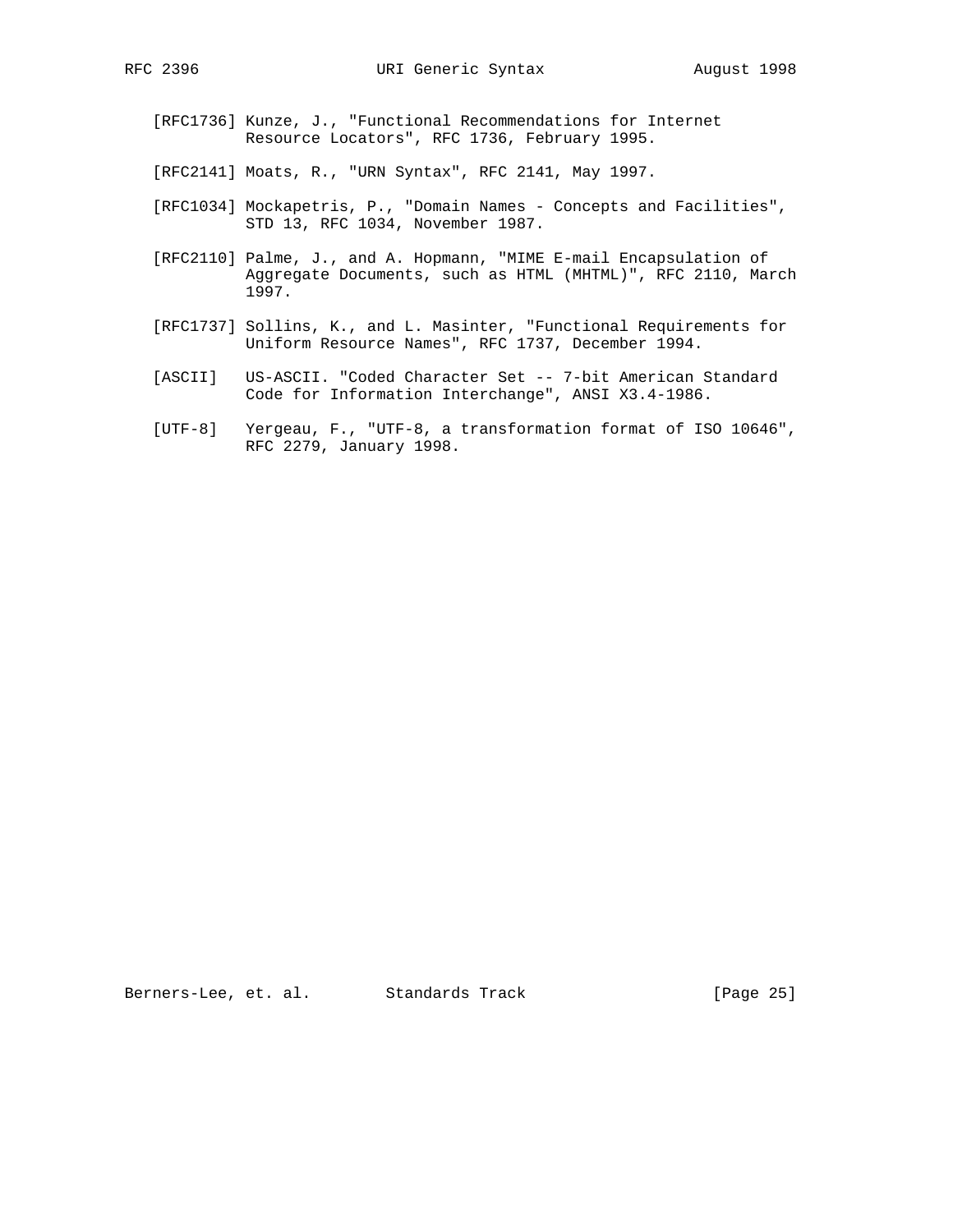[RFC1736] Kunze, J., "Functional Recommendations for Internet Resource Locators", RFC 1736, February 1995.

[RFC2141] Moats, R., "URN Syntax", RFC 2141, May 1997.

[RFC1034] Mockapetris, P., "Domain Names - Concepts and Facilities", STD 13, RFC 1034, November 1987.

[RFC2110] Palme, J., and A. Hopmann, "MIME E-mail Encapsulation of Aggregate Documents, such as HTML (MHTML)", RFC 2110, March 1997.

[RFC1737] Sollins, K., and L. Masinter, "Functional Requirements for Uniform Resource Names", RFC 1737, December 1994.

[ASCII] US-ASCII. "Coded Character Set -- 7-bit American Standard Code for Information Interchange", ANSI X3.4-1986.

[UTF-8] Yergeau, F., "UTF-8, a transformation format of ISO 10646", RFC 2279, January 1998.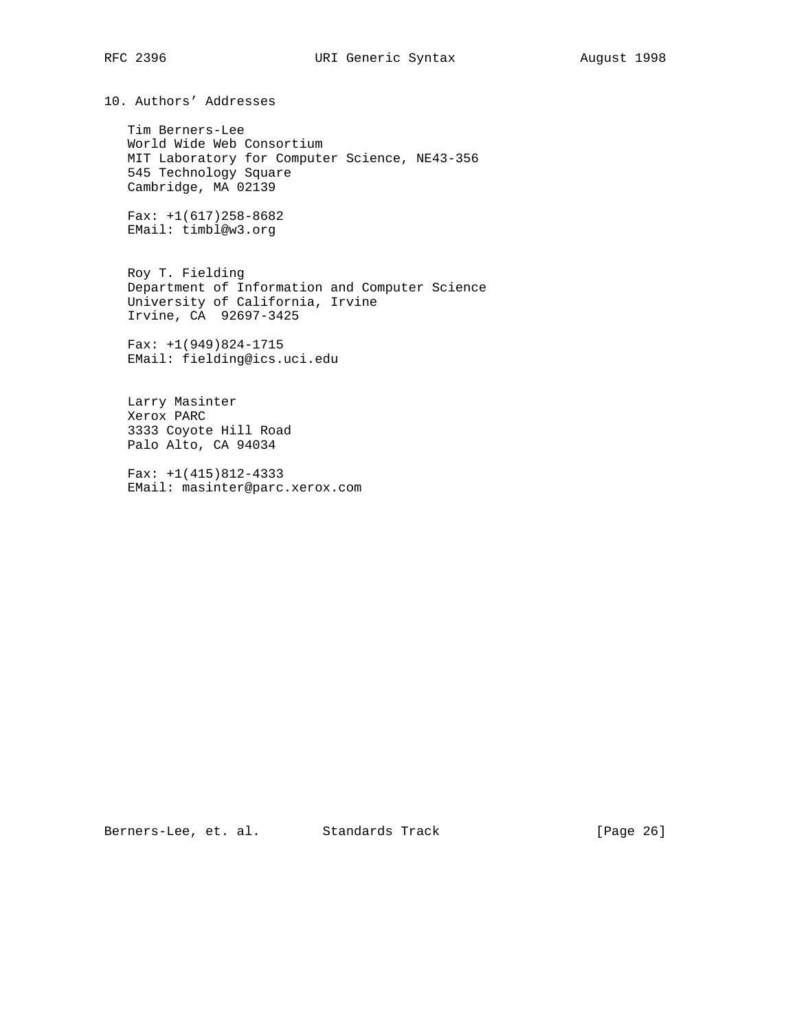## 10. Authors' Addresses

Tim Berners-Lee
World Wide Web Consortium
MIT Laboratory for Computer Science, NE43-356
545 Technology Square
Cambridge, MA 02139

Fax: +1(617)258-8682
EMail: timbl@w3.org

Roy T. Fielding
Department of Information and Computer Science
University of California, Irvine
Irvine, CA  92697-3425

Fax: +1(949)824-1715
EMail: fielding@ics.uci.edu

Larry Masinter
Xerox PARC
3333 Coyote Hill Road
Palo Alto, CA 94034

Fax: +1(415)812-4333
EMail: masinter@parc.xerox.com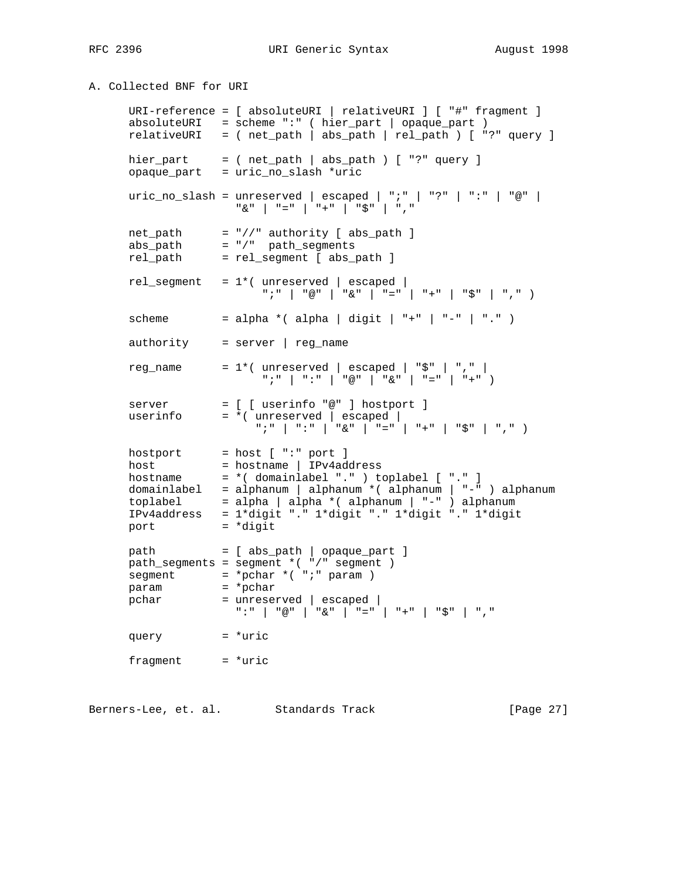## A. Collected BNF for URI

```
      URI-reference = [ absoluteURI | relativeURI ] [ "#" fragment ]
      absoluteURI   = scheme ":" ( hier_part | opaque_part )
      relativeURI   = ( net_path | abs_path | rel_path ) [ "?" query ]

      hier_part     = ( net_path | abs_path ) [ "?" query ]
      opaque_part   = uric_no_slash *uric

      uric_no_slash = unreserved | escaped | ";" | "?" | ":" | "@" |
                      "&" | "=" | "+" | "$" | ","

      net_path      = "//" authority [ abs_path ]
      abs_path      = "/"  path_segments
      rel_path      = rel_segment [ abs_path ]

      rel_segment   = 1*( unreserved | escaped |
                          ";" | "@" | "&" | "=" | "+" | "$" | "," )

      scheme        = alpha *( alpha | digit | "+" | "-" | "." )

      authority     = server | reg_name

      reg_name      = 1*( unreserved | escaped | "$" | "," |
                          ";" | ":" | "@" | "&" | "=" | "+" )

      server        = [ [ userinfo "@" ] hostport ]
      userinfo      = *( unreserved | escaped |
                         ";" | ":" | "&" | "=" | "+" | "$" | "," )

      hostport      = host [ ":" port ]
      host          = hostname | IPv4address
      hostname      = *( domainlabel "." ) toplabel [ "." ]
      domainlabel   = alphanum | alphanum *( alphanum | "-" ) alphanum
      toplabel      = alpha | alpha *( alphanum | "-" ) alphanum
      IPv4address   = 1*digit "." 1*digit "." 1*digit "." 1*digit
      port          = *digit

      path          = [ abs_path | opaque_part ]
      path_segments = segment *( "/" segment )
      segment       = *pchar *( ";" param )
      param         = *pchar
      pchar         = unreserved | escaped |
                      ":" | "@" | "&" | "=" | "+" | "$" | ","

      query         = *uric

      fragment      = *uric
```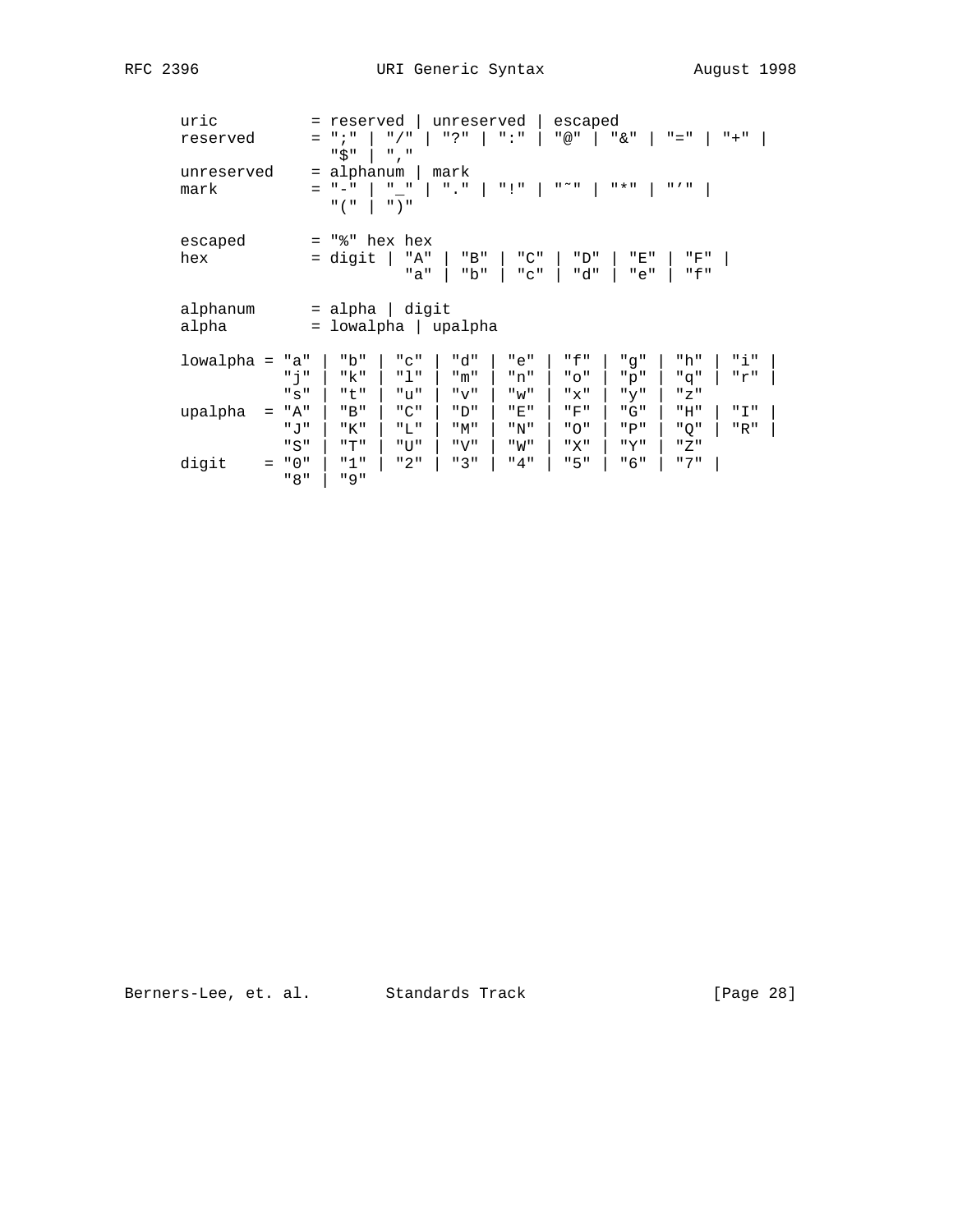```
      uric          = reserved | unreserved | escaped
      reserved      = ";" | "/" | "?" | ":" | "@" | "&" | "=" | "+" |
                      "$" | ","
      unreserved    = alphanum | mark
      mark          = "-" | "_" | "." | "!" | "~" | "*" | "'" |
                      "(" | ")"

      escaped       = "%" hex hex
      hex           = digit | "A" | "B" | "C" | "D" | "E" | "F" |
                              "a" | "b" | "c" | "d" | "e" | "f"

      alphanum      = alpha | digit
      alpha         = lowalpha | upalpha

      lowalpha = "a" | "b" | "c" | "d" | "e" | "f" | "g" | "h" | "i" |
                 "j" | "k" | "l" | "m" | "n" | "o" | "p" | "q" | "r" |
                 "s" | "t" | "u" | "v" | "w" | "x" | "y" | "z"
      upalpha  = "A" | "B" | "C" | "D" | "E" | "F" | "G" | "H" | "I" |
                 "J" | "K" | "L" | "M" | "N" | "O" | "P" | "Q" | "R" |
                 "S" | "T" | "U" | "V" | "W" | "X" | "Y" | "Z"
      digit    = "0" | "1" | "2" | "3" | "4" | "5" | "6" | "7" |
                 "8" | "9"
```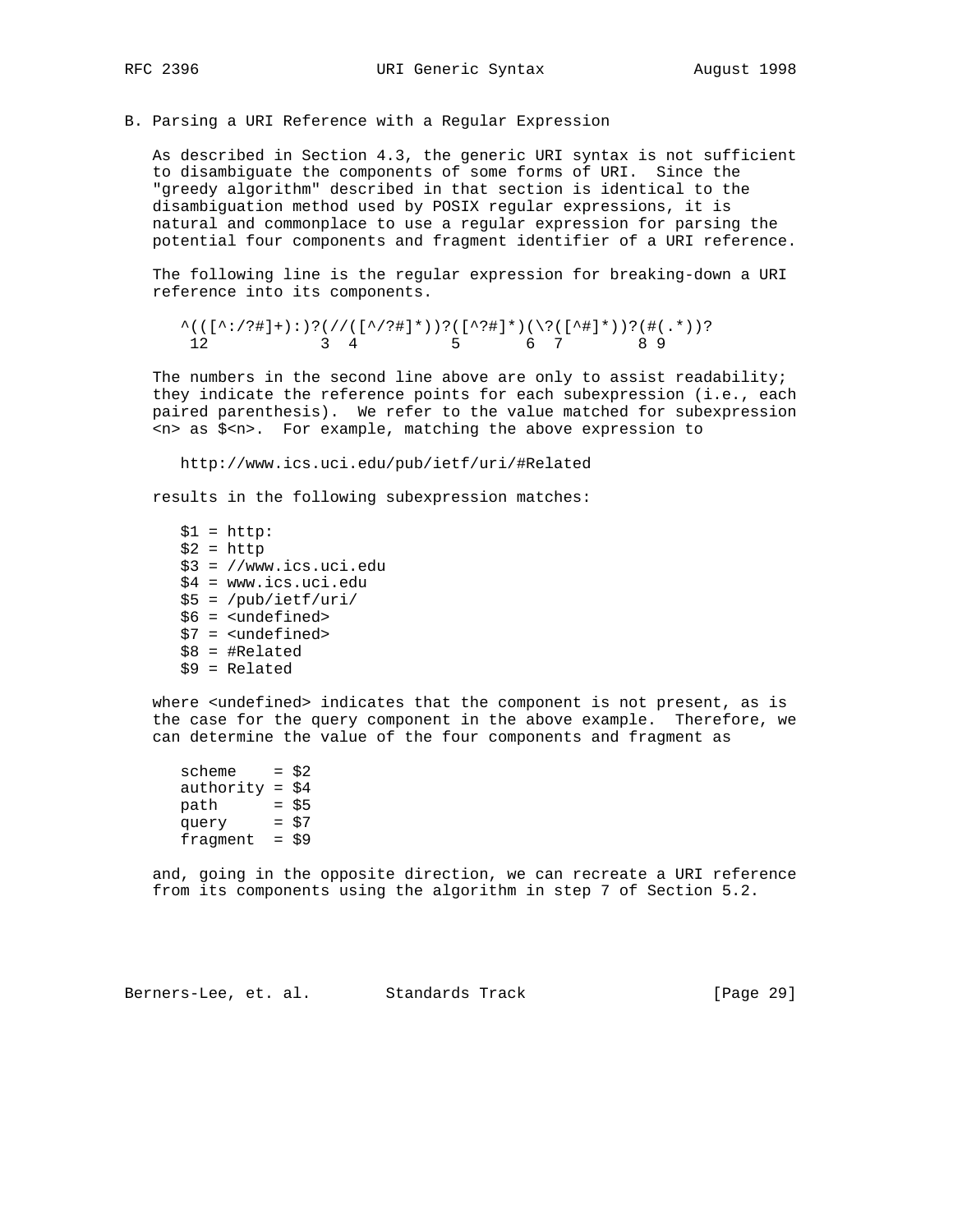## B. Parsing a URI Reference with a Regular Expression

As described in Section 4.3, the generic URI syntax is not sufficient to disambiguate the components of some forms of URI. Since the "greedy algorithm" described in that section is identical to the disambiguation method used by POSIX regular expressions, it is natural and commonplace to use a regular expression for parsing the potential four components and fragment identifier of a URI reference.

The following line is the regular expression for breaking-down a URI reference into its components.

```
^(([^:/?#]+):)?(//([^/?#]*))?([^?#]*)(\?([^#]*))?(#(.*))?
 12            3  4          5       6  7        8 9
```

The numbers in the second line above are only to assist readability; they indicate the reference points for each subexpression (i.e., each paired parenthesis). We refer to the value matched for subexpression <n> as $<n>. For example, matching the above expression to

```
http://www.ics.uci.edu/pub/ietf/uri/#Related
```

results in the following subexpression matches:

```
$1 = http:
$2 = http
$3 = //www.ics.uci.edu
$4 = www.ics.uci.edu
$5 = /pub/ietf/uri/
$6 = <undefined>
$7 = <undefined>
$8 = #Related
$9 = Related
```

where <undefined> indicates that the component is not present, as is the case for the query component in the above example. Therefore, we can determine the value of the four components and fragment as

```
scheme    = $2
authority = $4
path      = $5
query     = $7
fragment  = $9
```

and, going in the opposite direction, we can recreate a URI reference from its components using the algorithm in step 7 of Section 5.2.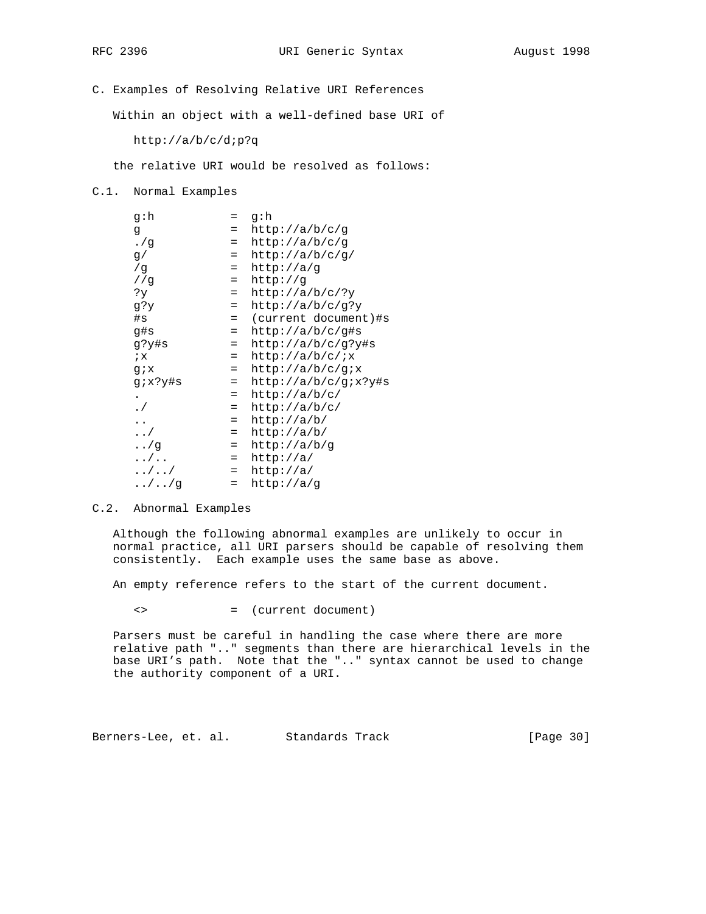## C. Examples of Resolving Relative URI References

Within an object with a well-defined base URI of

```
http://a/b/c/d;p?q
```

the relative URI would be resolved as follows:

### C.1. Normal Examples

```
g:h           =  g:h
g             =  http://a/b/c/g
./g           =  http://a/b/c/g
g/            =  http://a/b/c/g/
/g            =  http://a/g
//g           =  http://g
?y            =  http://a/b/c/?y
g?y           =  http://a/b/c/g?y
#s            =  (current document)#s
g#s           =  http://a/b/c/g#s
g?y#s         =  http://a/b/c/g?y#s
;x            =  http://a/b/c/;x
g;x           =  http://a/b/c/g;x
g;x?y#s       =  http://a/b/c/g;x?y#s
.             =  http://a/b/c/
./            =  http://a/b/c/
..            =  http://a/b/
../           =  http://a/b/
../g          =  http://a/b/g
../..         =  http://a/
../../        =  http://a/
../../g       =  http://a/g
```

### C.2. Abnormal Examples

Although the following abnormal examples are unlikely to occur in normal practice, all URI parsers should be capable of resolving them consistently. Each example uses the same base as above.

An empty reference refers to the start of the current document.

```
<>            =  (current document)
```

Parsers must be careful in handling the case where there are more relative path ".." segments than there are hierarchical levels in the base URI's path. Note that the ".." syntax cannot be used to change the authority component of a URI.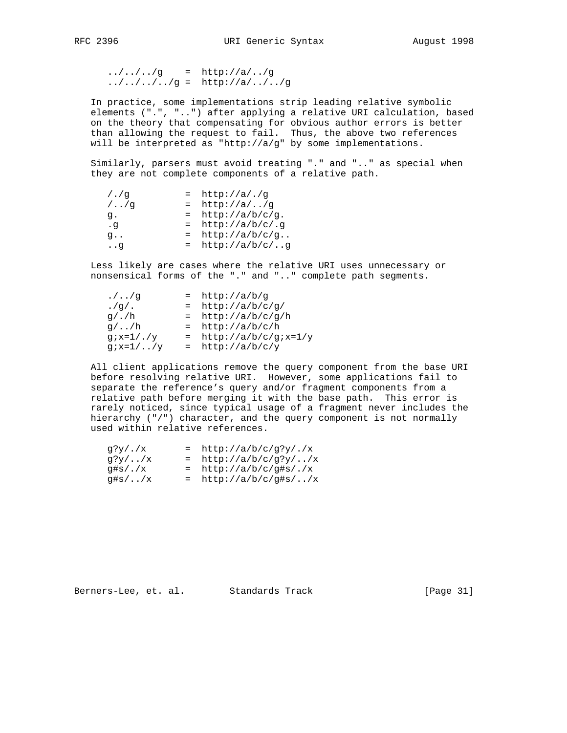```
../../../g    =  http://a/../g
../../../../g =  http://a/../../g
```

In practice, some implementations strip leading relative symbolic elements (".", "..") after applying a relative URI calculation, based on the theory that compensating for obvious author errors is better than allowing the request to fail. Thus, the above two references will be interpreted as "http://a/g" by some implementations.

Similarly, parsers must avoid treating "." and ".." as special when they are not complete components of a relative path.

```
/./g          =  http://a/./g
/../g         =  http://a/../g
g.            =  http://a/b/c/g.
.g            =  http://a/b/c/.g
g..           =  http://a/b/c/g..
..g           =  http://a/b/c/..g
```

Less likely are cases where the relative URI uses unnecessary or nonsensical forms of the "." and ".." complete path segments.

```
./../g        =  http://a/b/g
./g/.         =  http://a/b/c/g/
g/./h         =  http://a/b/c/g/h
g/../h        =  http://a/b/c/h
g;x=1/./y     =  http://a/b/c/g;x=1/y
g;x=1/../y    =  http://a/b/c/y
```

All client applications remove the query component from the base URI before resolving relative URI. However, some applications fail to separate the reference's query and/or fragment components from a relative path before merging it with the base path. This error is rarely noticed, since typical usage of a fragment never includes the hierarchy ("/") character, and the query component is not normally used within relative references.

```
g?y/./x       =  http://a/b/c/g?y/./x
g?y/../x      =  http://a/b/c/g?y/../x
g#s/./x       =  http://a/b/c/g#s/./x
g#s/../x      =  http://a/b/c/g#s/../x
```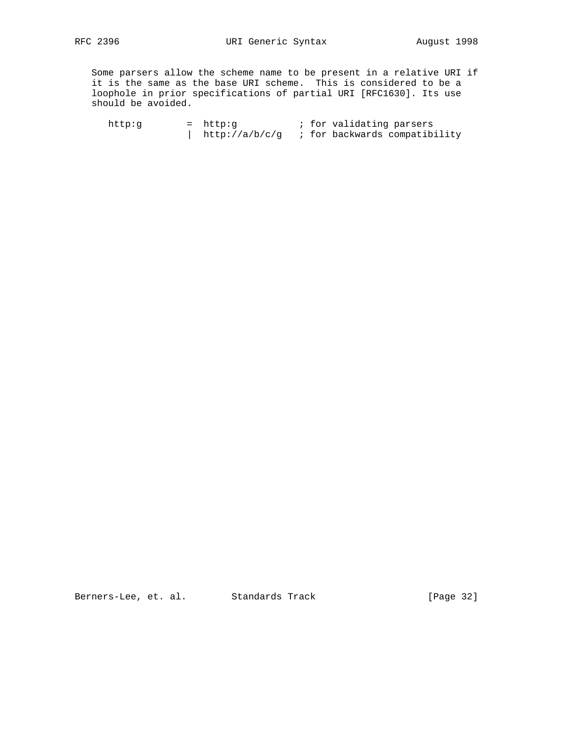Some parsers allow the scheme name to be present in a relative URI if it is the same as the base URI scheme. This is considered to be a loophole in prior specifications of partial URI [RFC1630]. Its use should be avoided.

```
http:g        =  http:g           ; for validating parsers
              |  http://a/b/c/g   ; for backwards compatibility
```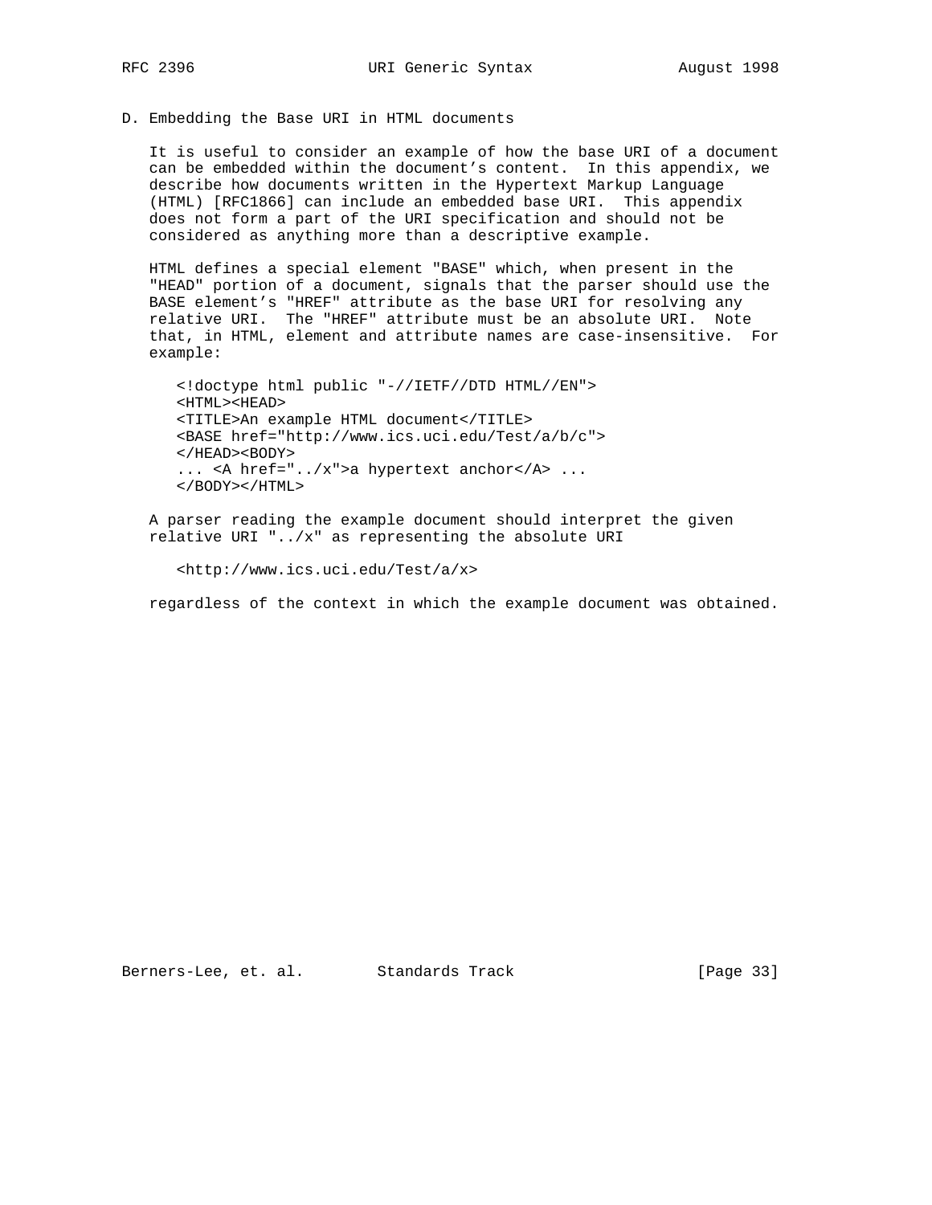## D. Embedding the Base URI in HTML documents

It is useful to consider an example of how the base URI of a document can be embedded within the document's content. In this appendix, we describe how documents written in the Hypertext Markup Language (HTML) [RFC1866] can include an embedded base URI. This appendix does not form a part of the URI specification and should not be considered as anything more than a descriptive example.

HTML defines a special element "BASE" which, when present in the "HEAD" portion of a document, signals that the parser should use the BASE element's "HREF" attribute as the base URI for resolving any relative URI. The "HREF" attribute must be an absolute URI. Note that, in HTML, element and attribute names are case-insensitive. For example:

```
<!doctype html public "-//IETF//DTD HTML//EN">
<HTML><HEAD>
<TITLE>An example HTML document</TITLE>
<BASE href="http://www.ics.uci.edu/Test/a/b/c">
</HEAD><BODY>
... <A href="../x">a hypertext anchor</A> ...
</BODY></HTML>
```

A parser reading the example document should interpret the given relative URI "../x" as representing the absolute URI

```
<http://www.ics.uci.edu/Test/a/x>
```

regardless of the context in which the example document was obtained.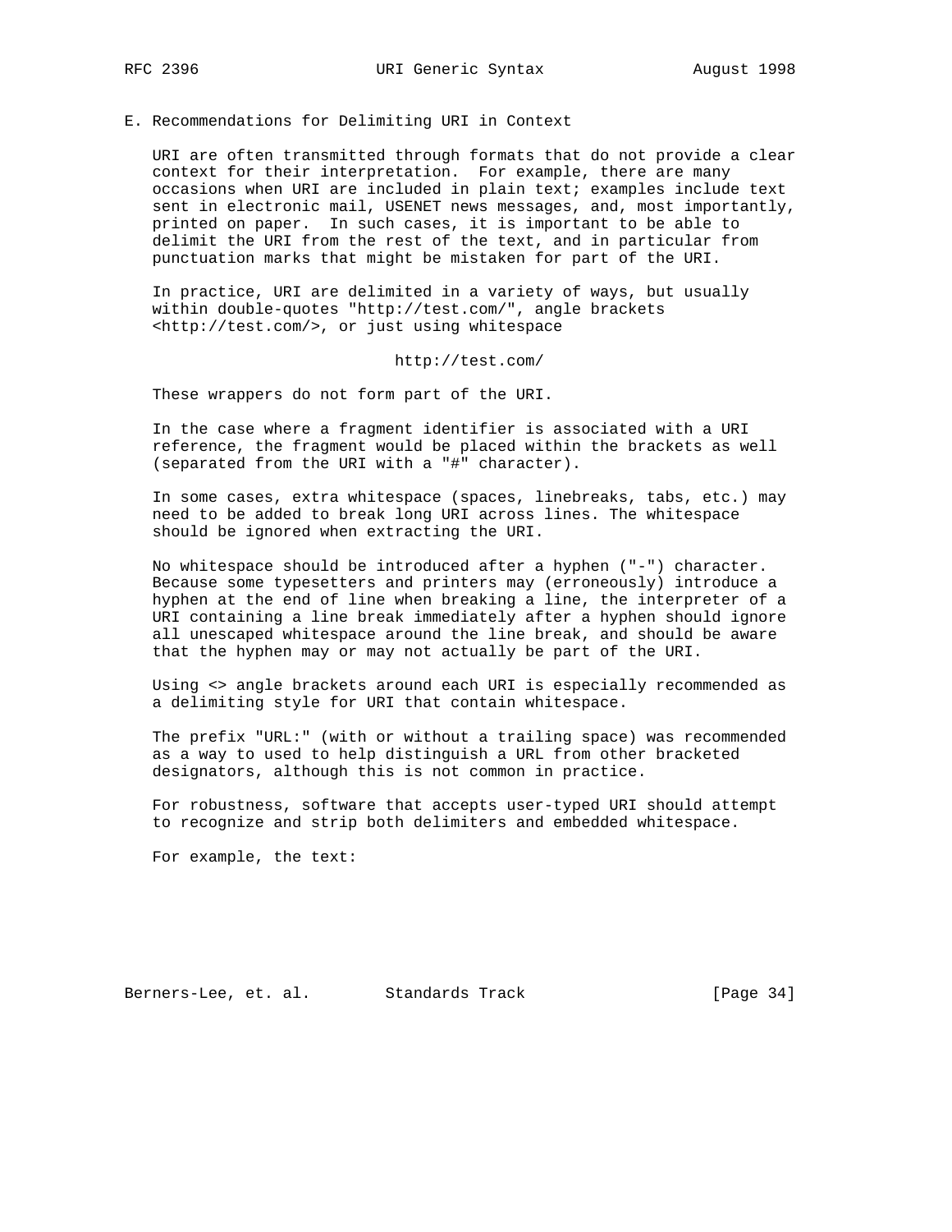## E. Recommendations for Delimiting URI in Context

URI are often transmitted through formats that do not provide a clear context for their interpretation. For example, there are many occasions when URI are included in plain text; examples include text sent in electronic mail, USENET news messages, and, most importantly, printed on paper. In such cases, it is important to be able to delimit the URI from the rest of the text, and in particular from punctuation marks that might be mistaken for part of the URI.

In practice, URI are delimited in a variety of ways, but usually within double-quotes "http://test.com/", angle brackets <http://test.com/>, or just using whitespace

```
http://test.com/
```

These wrappers do not form part of the URI.

In the case where a fragment identifier is associated with a URI reference, the fragment would be placed within the brackets as well (separated from the URI with a "#" character).

In some cases, extra whitespace (spaces, linebreaks, tabs, etc.) may need to be added to break long URI across lines. The whitespace should be ignored when extracting the URI.

No whitespace should be introduced after a hyphen ("-") character. Because some typesetters and printers may (erroneously) introduce a hyphen at the end of line when breaking a line, the interpreter of a URI containing a line break immediately after a hyphen should ignore all unescaped whitespace around the line break, and should be aware that the hyphen may or may not actually be part of the URI.

Using <> angle brackets around each URI is especially recommended as a delimiting style for URI that contain whitespace.

The prefix "URL:" (with or without a trailing space) was recommended as a way to used to help distinguish a URL from other bracketed designators, although this is not common in practice.

For robustness, software that accepts user-typed URI should attempt to recognize and strip both delimiters and embedded whitespace.

For example, the text: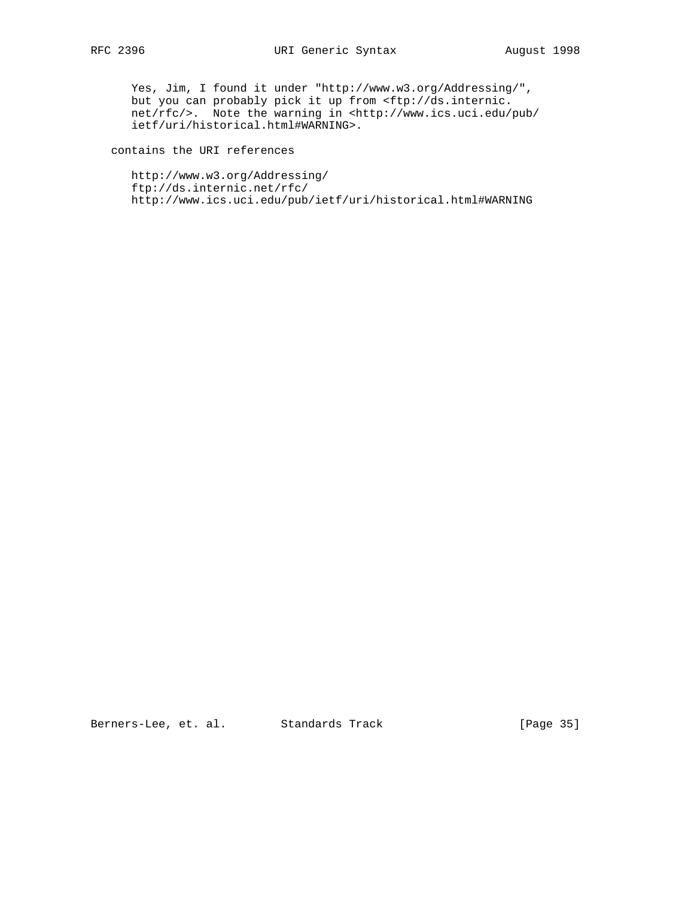```
Yes, Jim, I found it under "http://www.w3.org/Addressing/",
but you can probably pick it up from <ftp://ds.internic.
net/rfc/>.  Note the warning in <http://www.ics.uci.edu/pub/
ietf/uri/historical.html#WARNING>.
```

contains the URI references

```
http://www.w3.org/Addressing/
ftp://ds.internic.net/rfc/
http://www.ics.uci.edu/pub/ietf/uri/historical.html#WARNING
```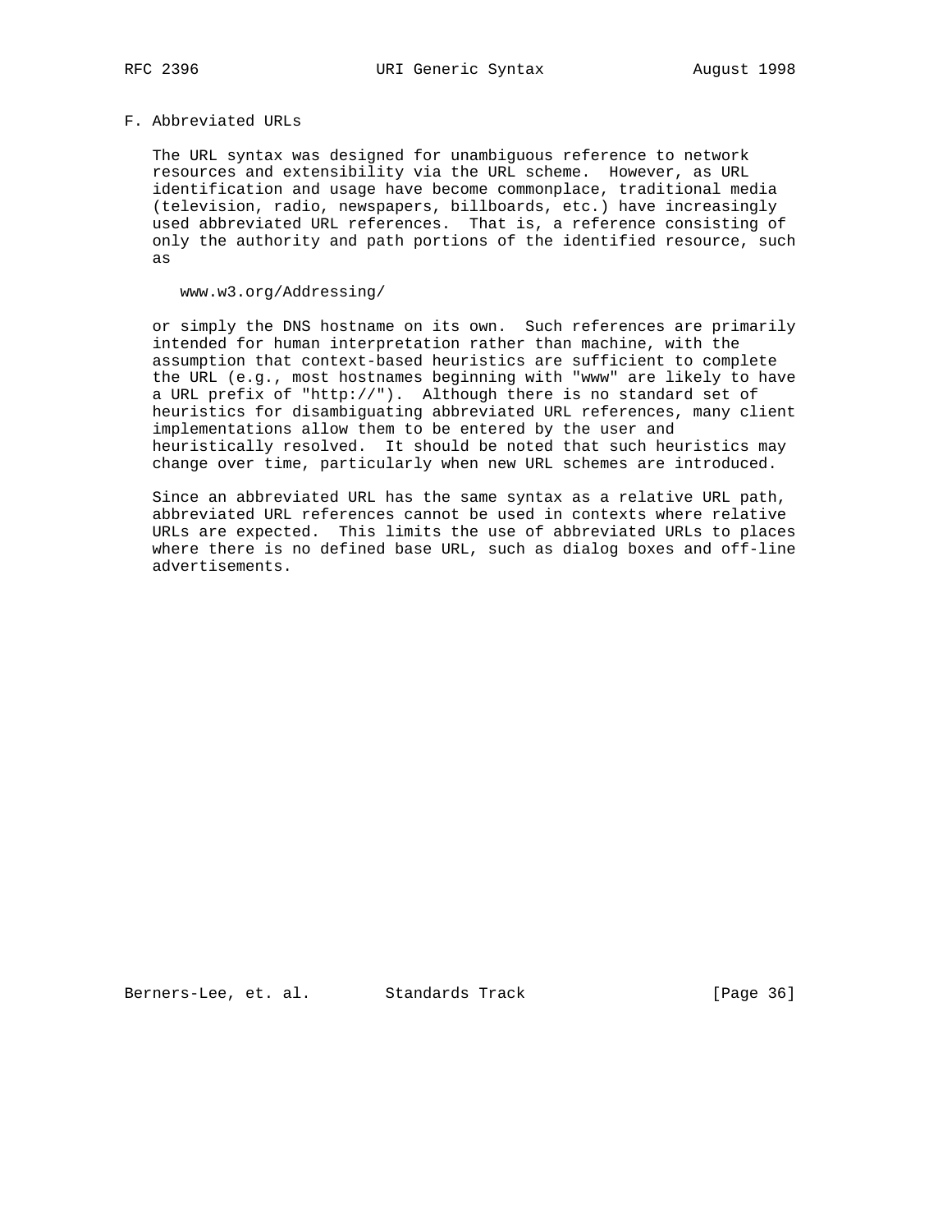## F. Abbreviated URLs

The URL syntax was designed for unambiguous reference to network resources and extensibility via the URL scheme. However, as URL identification and usage have become commonplace, traditional media (television, radio, newspapers, billboards, etc.) have increasingly used abbreviated URL references. That is, a reference consisting of only the authority and path portions of the identified resource, such as

```
www.w3.org/Addressing/
```

or simply the DNS hostname on its own. Such references are primarily intended for human interpretation rather than machine, with the assumption that context-based heuristics are sufficient to complete the URL (e.g., most hostnames beginning with "www" are likely to have a URL prefix of "http://"). Although there is no standard set of heuristics for disambiguating abbreviated URL references, many client implementations allow them to be entered by the user and heuristically resolved. It should be noted that such heuristics may change over time, particularly when new URL schemes are introduced.

Since an abbreviated URL has the same syntax as a relative URL path, abbreviated URL references cannot be used in contexts where relative URLs are expected. This limits the use of abbreviated URLs to places where there is no defined base URL, such as dialog boxes and off-line advertisements.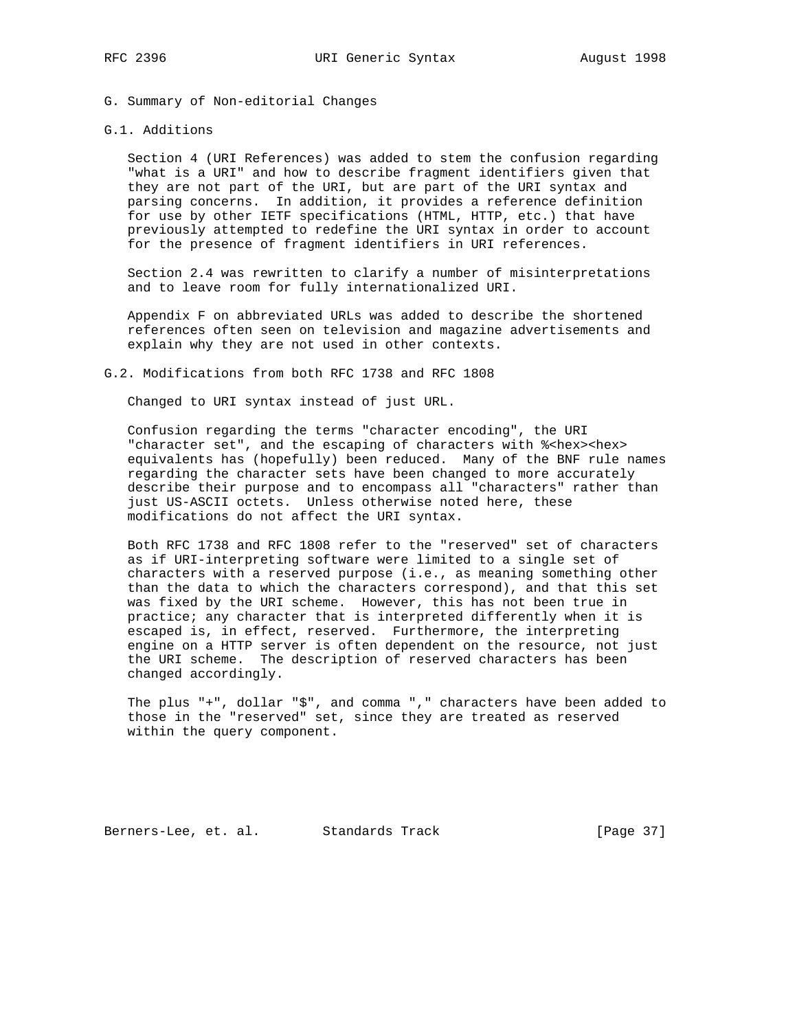## G. Summary of Non-editorial Changes

### G.1. Additions

Section 4 (URI References) was added to stem the confusion regarding "what is a URI" and how to describe fragment identifiers given that they are not part of the URI, but are part of the URI syntax and parsing concerns. In addition, it provides a reference definition for use by other IETF specifications (HTML, HTTP, etc.) that have previously attempted to redefine the URI syntax in order to account for the presence of fragment identifiers in URI references.

Section 2.4 was rewritten to clarify a number of misinterpretations and to leave room for fully internationalized URI.

Appendix F on abbreviated URLs was added to describe the shortened references often seen on television and magazine advertisements and explain why they are not used in other contexts.

### G.2. Modifications from both RFC 1738 and RFC 1808

Changed to URI syntax instead of just URL.

Confusion regarding the terms "character encoding", the URI "character set", and the escaping of characters with %<hex><hex> equivalents has (hopefully) been reduced. Many of the BNF rule names regarding the character sets have been changed to more accurately describe their purpose and to encompass all "characters" rather than just US-ASCII octets. Unless otherwise noted here, these modifications do not affect the URI syntax.

Both RFC 1738 and RFC 1808 refer to the "reserved" set of characters as if URI-interpreting software were limited to a single set of characters with a reserved purpose (i.e., as meaning something other than the data to which the characters correspond), and that this set was fixed by the URI scheme. However, this has not been true in practice; any character that is interpreted differently when it is escaped is, in effect, reserved. Furthermore, the interpreting engine on a HTTP server is often dependent on the resource, not just the URI scheme. The description of reserved characters has been changed accordingly.

The plus "+", dollar "$", and comma "," characters have been added to those in the "reserved" set, since they are treated as reserved within the query component.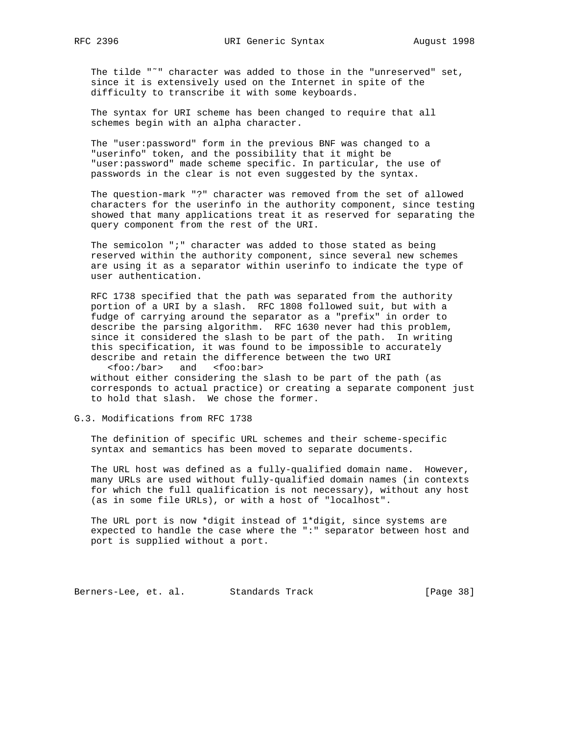The tilde "~" character was added to those in the "unreserved" set, since it is extensively used on the Internet in spite of the difficulty to transcribe it with some keyboards.

The syntax for URI scheme has been changed to require that all schemes begin with an alpha character.

The "user:password" form in the previous BNF was changed to a "userinfo" token, and the possibility that it might be "user:password" made scheme specific. In particular, the use of passwords in the clear is not even suggested by the syntax.

The question-mark "?" character was removed from the set of allowed characters for the userinfo in the authority component, since testing showed that many applications treat it as reserved for separating the query component from the rest of the URI.

The semicolon ";" character was added to those stated as being reserved within the authority component, since several new schemes are using it as a separator within userinfo to indicate the type of user authentication.

RFC 1738 specified that the path was separated from the authority portion of a URI by a slash. RFC 1808 followed suit, but with a fudge of carrying around the separator as a "prefix" in order to describe the parsing algorithm. RFC 1630 never had this problem, since it considered the slash to be part of the path. In writing this specification, it was found to be impossible to accurately describe and retain the difference between the two URI

```
   <foo:/bar>   and   <foo:bar>
```

without either considering the slash to be part of the path (as corresponds to actual practice) or creating a separate component just to hold that slash. We chose the former.

## G.3. Modifications from RFC 1738

The definition of specific URL schemes and their scheme-specific syntax and semantics has been moved to separate documents.

The URL host was defined as a fully-qualified domain name. However, many URLs are used without fully-qualified domain names (in contexts for which the full qualification is not necessary), without any host (as in some file URLs), or with a host of "localhost".

The URL port is now *digit instead of 1*digit, since systems are expected to handle the case where the ":" separator between host and port is supplied without a port.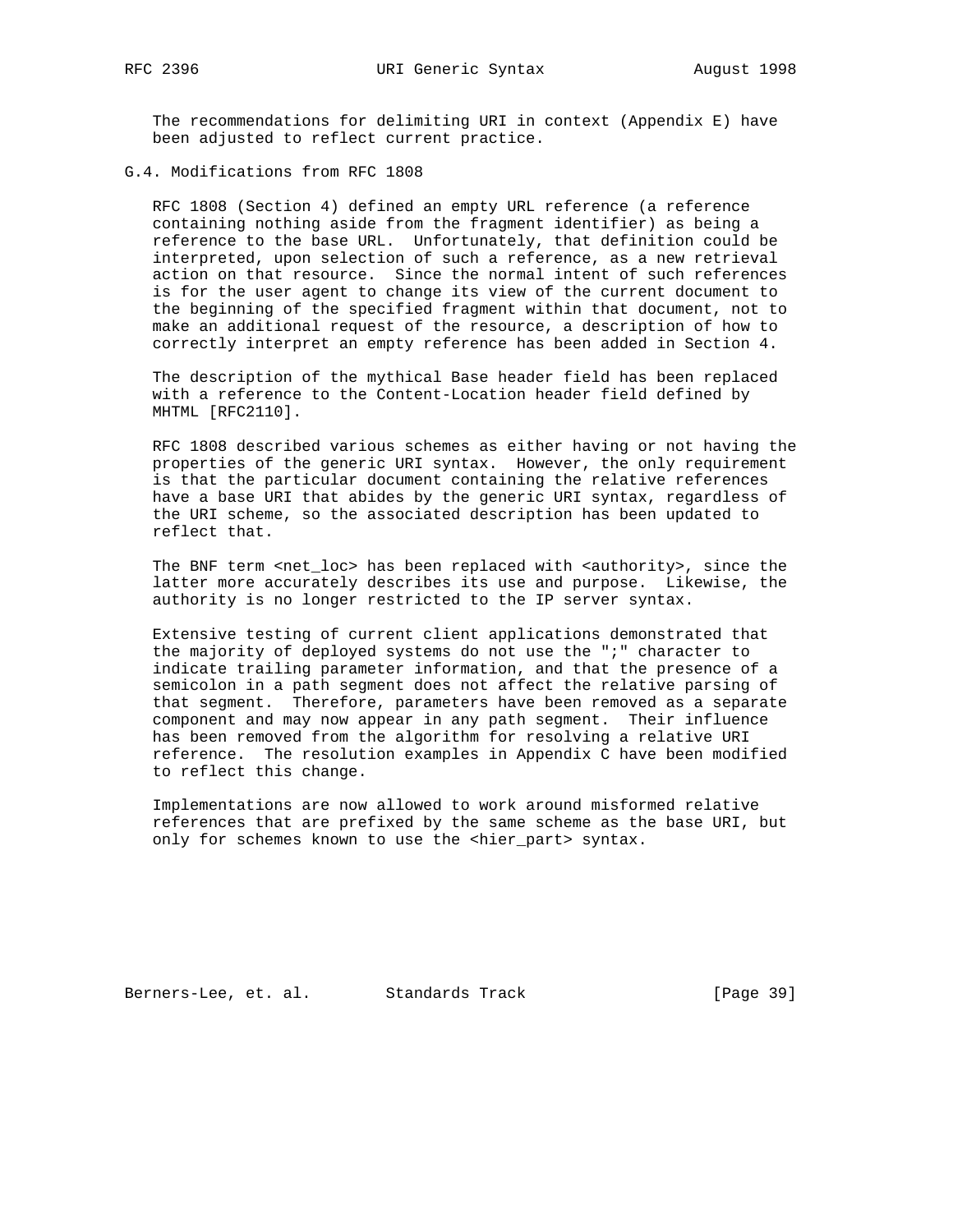The recommendations for delimiting URI in context (Appendix E) have been adjusted to reflect current practice.

## G.4. Modifications from RFC 1808

RFC 1808 (Section 4) defined an empty URL reference (a reference containing nothing aside from the fragment identifier) as being a reference to the base URL. Unfortunately, that definition could be interpreted, upon selection of such a reference, as a new retrieval action on that resource. Since the normal intent of such references is for the user agent to change its view of the current document to the beginning of the specified fragment within that document, not to make an additional request of the resource, a description of how to correctly interpret an empty reference has been added in Section 4.

The description of the mythical Base header field has been replaced with a reference to the Content-Location header field defined by MHTML [RFC2110].

RFC 1808 described various schemes as either having or not having the properties of the generic URI syntax. However, the only requirement is that the particular document containing the relative references have a base URI that abides by the generic URI syntax, regardless of the URI scheme, so the associated description has been updated to reflect that.

The BNF term <net_loc> has been replaced with <authority>, since the latter more accurately describes its use and purpose. Likewise, the authority is no longer restricted to the IP server syntax.

Extensive testing of current client applications demonstrated that the majority of deployed systems do not use the ";" character to indicate trailing parameter information, and that the presence of a semicolon in a path segment does not affect the relative parsing of that segment. Therefore, parameters have been removed as a separate component and may now appear in any path segment. Their influence has been removed from the algorithm for resolving a relative URI reference. The resolution examples in Appendix C have been modified to reflect this change.

Implementations are now allowed to work around misformed relative references that are prefixed by the same scheme as the base URI, but only for schemes known to use the <hier_part> syntax.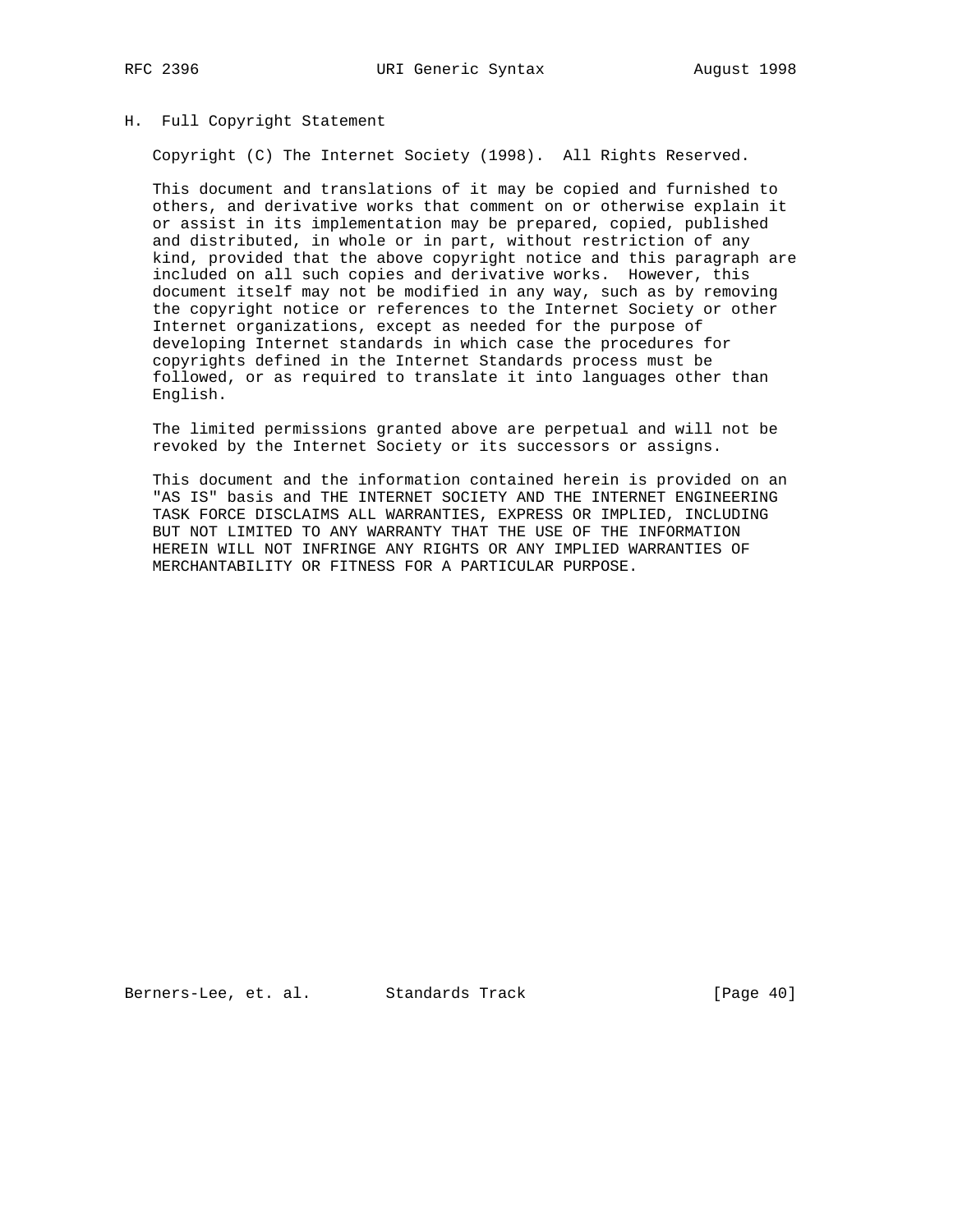## H. Full Copyright Statement

Copyright (C) The Internet Society (1998). All Rights Reserved.

This document and translations of it may be copied and furnished to others, and derivative works that comment on or otherwise explain it or assist in its implementation may be prepared, copied, published and distributed, in whole or in part, without restriction of any kind, provided that the above copyright notice and this paragraph are included on all such copies and derivative works. However, this document itself may not be modified in any way, such as by removing the copyright notice or references to the Internet Society or other Internet organizations, except as needed for the purpose of developing Internet standards in which case the procedures for copyrights defined in the Internet Standards process must be followed, or as required to translate it into languages other than English.

The limited permissions granted above are perpetual and will not be revoked by the Internet Society or its successors or assigns.

This document and the information contained herein is provided on an "AS IS" basis and THE INTERNET SOCIETY AND THE INTERNET ENGINEERING TASK FORCE DISCLAIMS ALL WARRANTIES, EXPRESS OR IMPLIED, INCLUDING BUT NOT LIMITED TO ANY WARRANTY THAT THE USE OF THE INFORMATION HEREIN WILL NOT INFRINGE ANY RIGHTS OR ANY IMPLIED WARRANTIES OF MERCHANTABILITY OR FITNESS FOR A PARTICULAR PURPOSE.